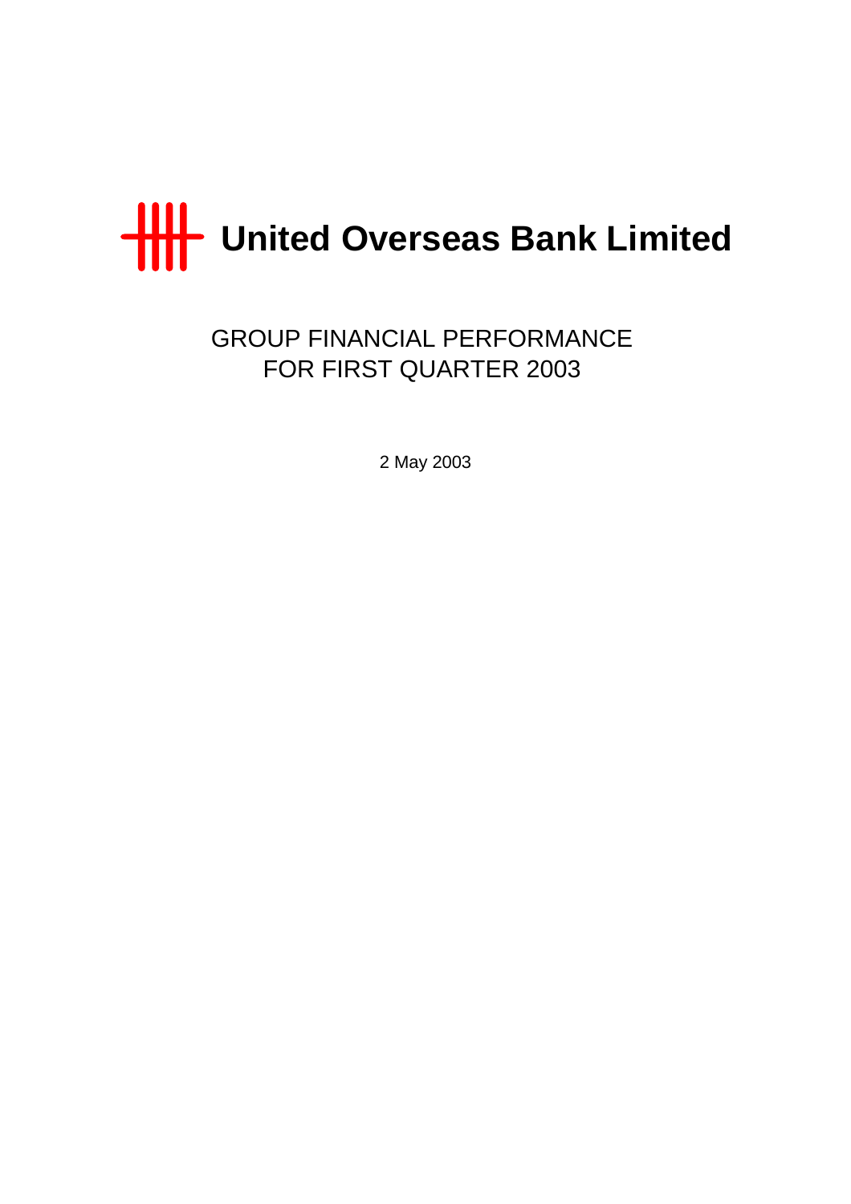# United Overseas Bank Limited

## GROUP FINANCIAL PERFORMANCE
## FOR FIRST QUARTER 2003

2 May 2003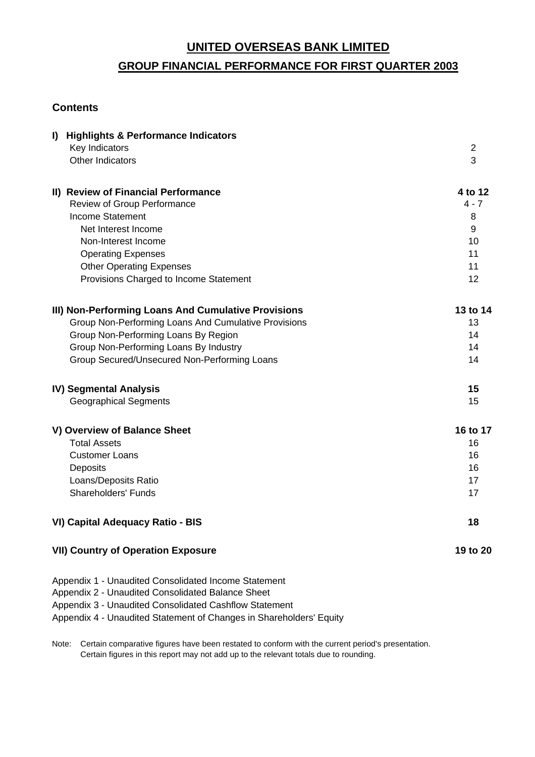# UNITED OVERSEAS BANK LIMITED

## GROUP FINANCIAL PERFORMANCE FOR FIRST QUARTER 2003

### Contents

| | |
|---|---|
| **I) Highlights & Performance Indicators** | |
| Key Indicators | 2 |
| Other Indicators | 3 |
| | |
| **II) Review of Financial Performance** | **4 to 12** |
| Review of Group Performance | 4 - 7 |
| Income Statement | 8 |
| Net Interest Income | 9 |
| Non-Interest Income | 10 |
| Operating Expenses | 11 |
| Other Operating Expenses | 11 |
| Provisions Charged to Income Statement | 12 |
| | |
| **III) Non-Performing Loans And Cumulative Provisions** | **13 to 14** |
| Group Non-Performing Loans And Cumulative Provisions | 13 |
| Group Non-Performing Loans By Region | 14 |
| Group Non-Performing Loans By Industry | 14 |
| Group Secured/Unsecured Non-Performing Loans | 14 |
| | |
| **IV) Segmental Analysis** | **15** |
| Geographical Segments | 15 |
| | |
| **V) Overview of Balance Sheet** | **16 to 17** |
| Total Assets | 16 |
| Customer Loans | 16 |
| Deposits | 16 |
| Loans/Deposits Ratio | 17 |
| Shareholders' Funds | 17 |
| | |
| **VI) Capital Adequacy Ratio - BIS** | **18** |
| | |
| **VII) Country of Operation Exposure** | **19 to 20** |

Appendix 1 - Unaudited Consolidated Income Statement
Appendix 2 - Unaudited Consolidated Balance Sheet
Appendix 3 - Unaudited Consolidated Cashflow Statement
Appendix 4 - Unaudited Statement of Changes in Shareholders' Equity

Note: Certain comparative figures have been restated to conform with the current period's presentation.
Certain figures in this report may not add up to the relevant totals due to rounding.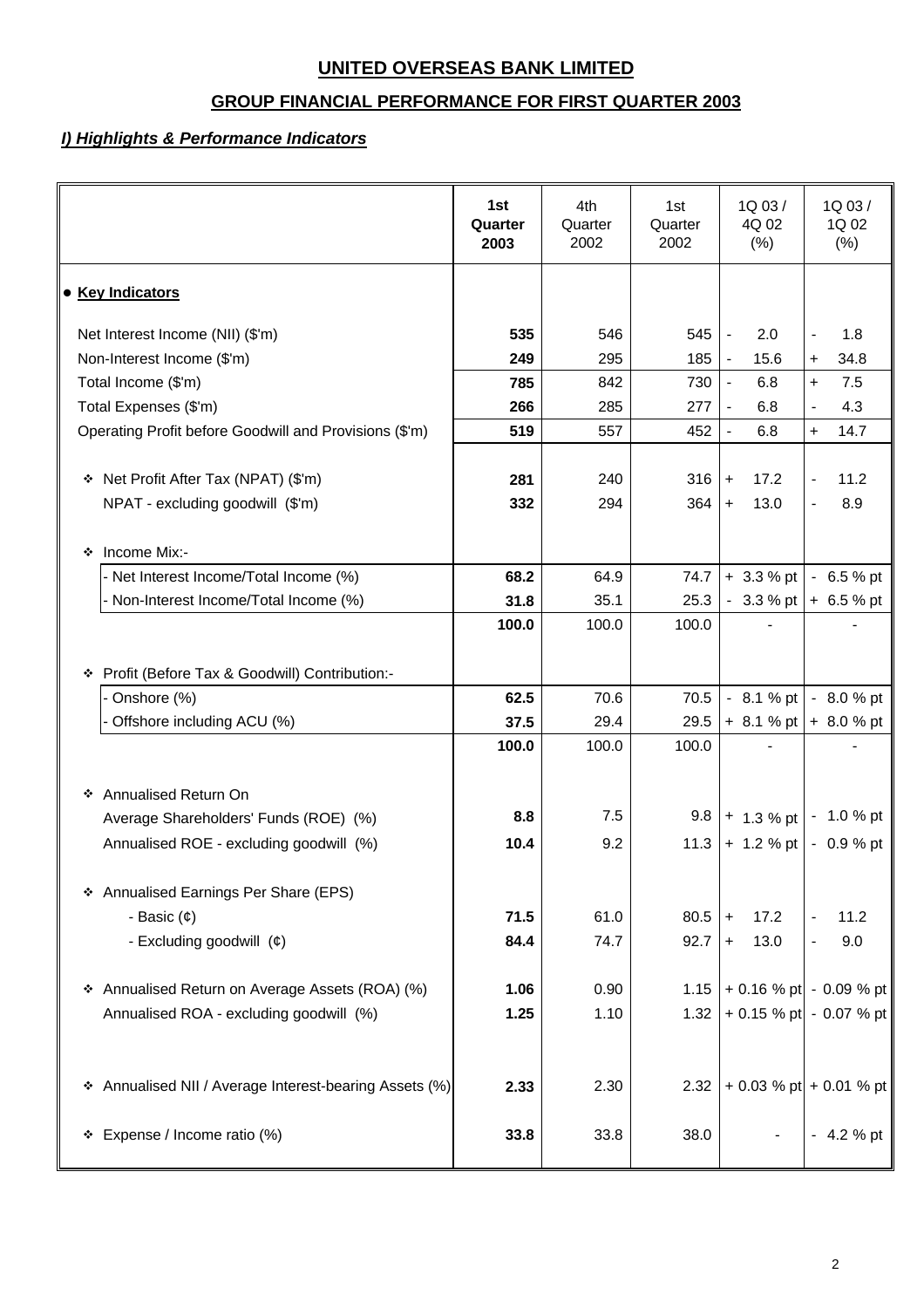# UNITED OVERSEAS BANK LIMITED

## GROUP FINANCIAL PERFORMANCE FOR FIRST QUARTER 2003

### *I) Highlights & Performance Indicators*

| | **1st Quarter 2003** | 4th Quarter 2002 | 1st Quarter 2002 | 1Q 03 / 4Q 02 (%) | 1Q 03 / 1Q 02 (%) |
|---|---|---|---|---|---|
| ● **Key Indicators** | | | | | |
| Net Interest Income (NII) ($'m) | **535** | 546 | 545 | - 2.0 | - 1.8 |
| Non-Interest Income ($'m) | **249** | 295 | 185 | - 15.6 | + 34.8 |
| Total Income ($'m) | **785** | 842 | 730 | - 6.8 | + 7.5 |
| Total Expenses ($'m) | **266** | 285 | 277 | - 6.8 | - 4.3 |
| Operating Profit before Goodwill and Provisions ($'m) | **519** | 557 | 452 | - 6.8 | + 14.7 |
| ❖ Net Profit After Tax (NPAT) ($'m) | **281** | 240 | 316 | + 17.2 | - 11.2 |
| NPAT - excluding goodwill ($'m) | **332** | 294 | 364 | + 13.0 | - 8.9 |
| ❖ Income Mix:- | | | | | |
| - Net Interest Income/Total Income (%) | **68.2** | 64.9 | 74.7 | + 3.3 % pt | - 6.5 % pt |
| - Non-Interest Income/Total Income (%) | **31.8** | 35.1 | 25.3 | - 3.3 % pt | + 6.5 % pt |
| | **100.0** | 100.0 | 100.0 | - | - |
| ❖ Profit (Before Tax & Goodwill) Contribution:- | | | | | |
| - Onshore (%) | **62.5** | 70.6 | 70.5 | - 8.1 % pt | - 8.0 % pt |
| - Offshore including ACU (%) | **37.5** | 29.4 | 29.5 | + 8.1 % pt | + 8.0 % pt |
| | **100.0** | 100.0 | 100.0 | - | - |
| ❖ Annualised Return On Average Shareholders' Funds (ROE) (%) | **8.8** | 7.5 | 9.8 | + 1.3 % pt | - 1.0 % pt |
| Annualised ROE - excluding goodwill (%) | **10.4** | 9.2 | 11.3 | + 1.2 % pt | - 0.9 % pt |
| ❖ Annualised Earnings Per Share (EPS) | | | | | |
| - Basic (¢) | **71.5** | 61.0 | 80.5 | + 17.2 | - 11.2 |
| - Excluding goodwill (¢) | **84.4** | 74.7 | 92.7 | + 13.0 | - 9.0 |
| ❖ Annualised Return on Average Assets (ROA) (%) | **1.06** | 0.90 | 1.15 | + 0.16 % pt | - 0.09 % pt |
| Annualised ROA - excluding goodwill (%) | **1.25** | 1.10 | 1.32 | + 0.15 % pt | - 0.07 % pt |
| ❖ Annualised NII / Average Interest-bearing Assets (%) | **2.33** | 2.30 | 2.32 | + 0.03 % pt | + 0.01 % pt |
| ❖ Expense / Income ratio (%) | **33.8** | 33.8 | 38.0 | - | - 4.2 % pt |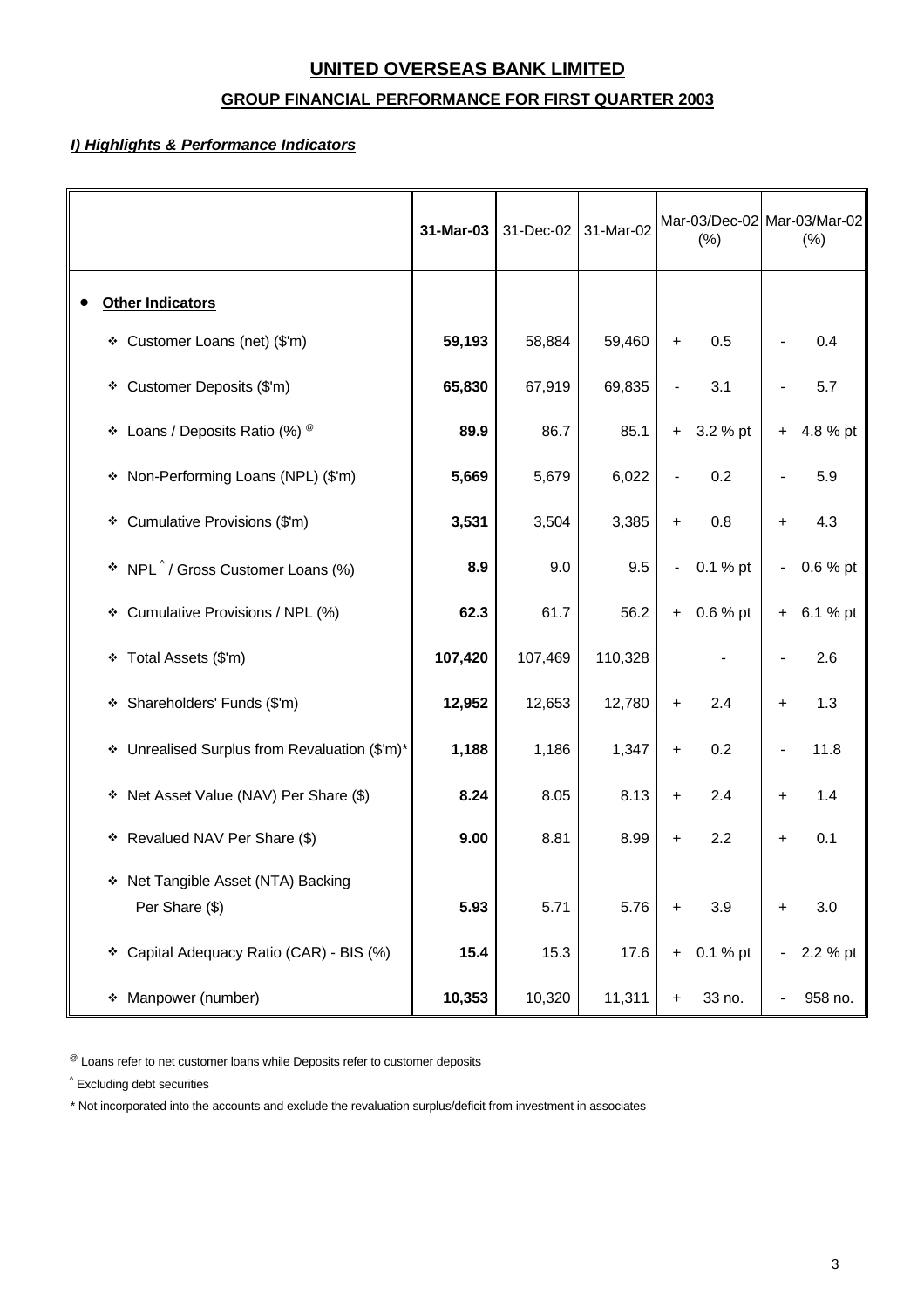# UNITED OVERSEAS BANK LIMITED

## GROUP FINANCIAL PERFORMANCE FOR FIRST QUARTER 2003

### *I) Highlights & Performance Indicators*

| | **31-Mar-03** | 31-Dec-02 | 31-Mar-02 | Mar-03/Dec-02 (%) | Mar-03/Mar-02 (%) |
|---|---|---|---|---|---|
| • **Other Indicators** | | | | | |
| ❖ Customer Loans (net) ($'m) | **59,193** | 58,884 | 59,460 | + 0.5 | - 0.4 |
| ❖ Customer Deposits ($'m) | **65,830** | 67,919 | 69,835 | - 3.1 | - 5.7 |
| ❖ Loans / Deposits Ratio (%) [@] | **89.9** | 86.7 | 85.1 | + 3.2 % pt | + 4.8 % pt |
| ❖ Non-Performing Loans (NPL) ($'m) | **5,669** | 5,679 | 6,022 | - 0.2 | - 5.9 |
| ❖ Cumulative Provisions ($'m) | **3,531** | 3,504 | 3,385 | + 0.8 | + 4.3 |
| ❖ NPL [^] / Gross Customer Loans (%) | **8.9** | 9.0 | 9.5 | - 0.1 % pt | - 0.6 % pt |
| ❖ Cumulative Provisions / NPL (%) | **62.3** | 61.7 | 56.2 | + 0.6 % pt | + 6.1 % pt |
| ❖ Total Assets ($'m) | **107,420** | 107,469 | 110,328 | - | - 2.6 |
| ❖ Shareholders' Funds ($'m) | **12,952** | 12,653 | 12,780 | + 2.4 | + 1.3 |
| ❖ Unrealised Surplus from Revaluation ($'m)* | **1,188** | 1,186 | 1,347 | + 0.2 | - 11.8 |
| ❖ Net Asset Value (NAV) Per Share ($) | **8.24** | 8.05 | 8.13 | + 2.4 | + 1.4 |
| ❖ Revalued NAV Per Share ($) | **9.00** | 8.81 | 8.99 | + 2.2 | + 0.1 |
| ❖ Net Tangible Asset (NTA) Backing Per Share ($) | **5.93** | 5.71 | 5.76 | + 3.9 | + 3.0 |
| ❖ Capital Adequacy Ratio (CAR) - BIS (%) | **15.4** | 15.3 | 17.6 | + 0.1 % pt | - 2.2 % pt |
| ❖ Manpower (number) | **10,353** | 10,320 | 11,311 | + 33 no. | - 958 no. |

[@] Loans refer to net customer loans while Deposits refer to customer deposits

[^] Excluding debt securities

\* Not incorporated into the accounts and exclude the revaluation surplus/deficit from investment in associates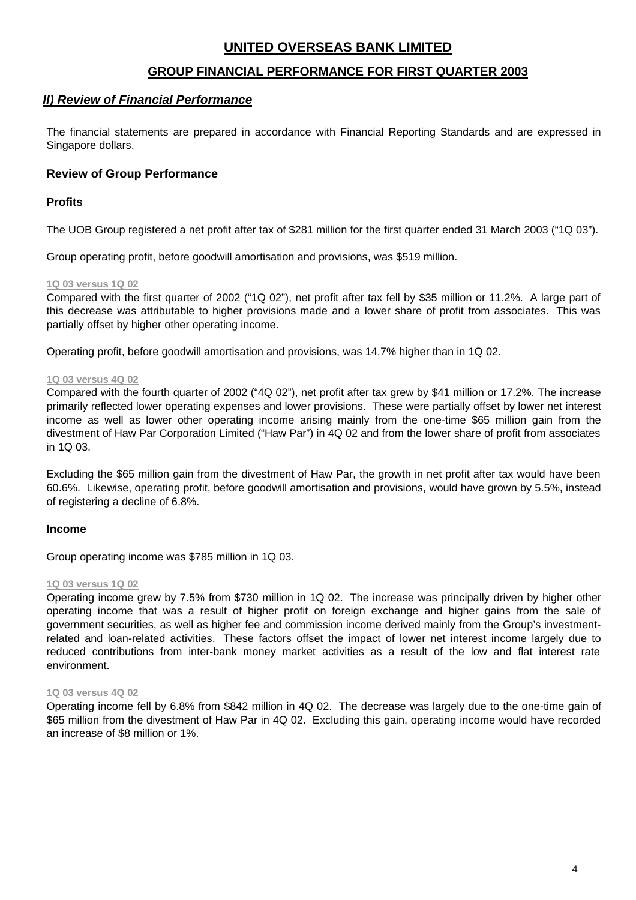# UNITED OVERSEAS BANK LIMITED

## GROUP FINANCIAL PERFORMANCE FOR FIRST QUARTER 2003

### *II) Review of Financial Performance*

The financial statements are prepared in accordance with Financial Reporting Standards and are expressed in Singapore dollars.

### Review of Group Performance

#### Profits

The UOB Group registered a net profit after tax of $281 million for the first quarter ended 31 March 2003 (“1Q 03”).

Group operating profit, before goodwill amortisation and provisions, was $519 million.

**1Q 03 versus 1Q 02**

Compared with the first quarter of 2002 (“1Q 02”), net profit after tax fell by $35 million or 11.2%. A large part of this decrease was attributable to higher provisions made and a lower share of profit from associates. This was partially offset by higher other operating income.

Operating profit, before goodwill amortisation and provisions, was 14.7% higher than in 1Q 02.

**1Q 03 versus 4Q 02**

Compared with the fourth quarter of 2002 (“4Q 02”), net profit after tax grew by $41 million or 17.2%. The increase primarily reflected lower operating expenses and lower provisions. These were partially offset by lower net interest income as well as lower other operating income arising mainly from the one-time $65 million gain from the divestment of Haw Par Corporation Limited (“Haw Par”) in 4Q 02 and from the lower share of profit from associates in 1Q 03.

Excluding the $65 million gain from the divestment of Haw Par, the growth in net profit after tax would have been 60.6%. Likewise, operating profit, before goodwill amortisation and provisions, would have grown by 5.5%, instead of registering a decline of 6.8%.

#### Income

Group operating income was $785 million in 1Q 03.

**1Q 03 versus 1Q 02**

Operating income grew by 7.5% from $730 million in 1Q 02. The increase was principally driven by higher other operating income that was a result of higher profit on foreign exchange and higher gains from the sale of government securities, as well as higher fee and commission income derived mainly from the Group’s investment-related and loan-related activities. These factors offset the impact of lower net interest income largely due to reduced contributions from inter-bank money market activities as a result of the low and flat interest rate environment.

**1Q 03 versus 4Q 02**

Operating income fell by 6.8% from $842 million in 4Q 02. The decrease was largely due to the one-time gain of $65 million from the divestment of Haw Par in 4Q 02. Excluding this gain, operating income would have recorded an increase of $8 million or 1%.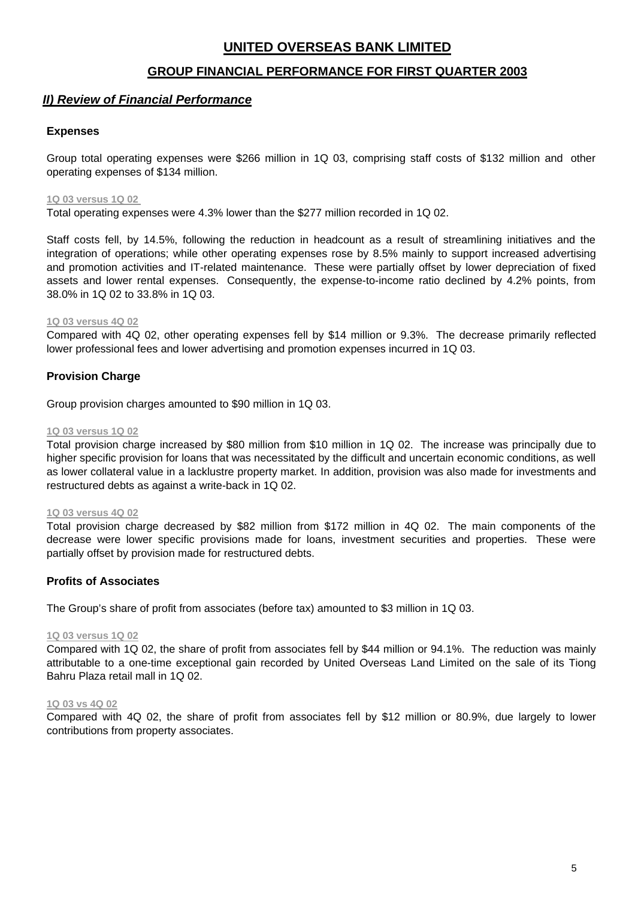# UNITED OVERSEAS BANK LIMITED

## GROUP FINANCIAL PERFORMANCE FOR FIRST QUARTER 2003

### *II) Review of Financial Performance*

#### Expenses

Group total operating expenses were $266 million in 1Q 03, comprising staff costs of $132 million and other operating expenses of $134 million.

**1Q 03 versus 1Q 02**

Total operating expenses were 4.3% lower than the $277 million recorded in 1Q 02.

Staff costs fell, by 14.5%, following the reduction in headcount as a result of streamlining initiatives and the integration of operations; while other operating expenses rose by 8.5% mainly to support increased advertising and promotion activities and IT-related maintenance. These were partially offset by lower depreciation of fixed assets and lower rental expenses. Consequently, the expense-to-income ratio declined by 4.2% points, from 38.0% in 1Q 02 to 33.8% in 1Q 03.

**1Q 03 versus 4Q 02**

Compared with 4Q 02, other operating expenses fell by $14 million or 9.3%. The decrease primarily reflected lower professional fees and lower advertising and promotion expenses incurred in 1Q 03.

#### Provision Charge

Group provision charges amounted to $90 million in 1Q 03.

**1Q 03 versus 1Q 02**

Total provision charge increased by $80 million from $10 million in 1Q 02. The increase was principally due to higher specific provision for loans that was necessitated by the difficult and uncertain economic conditions, as well as lower collateral value in a lacklustre property market. In addition, provision was also made for investments and restructured debts as against a write-back in 1Q 02.

**1Q 03 versus 4Q 02**

Total provision charge decreased by $82 million from $172 million in 4Q 02. The main components of the decrease were lower specific provisions made for loans, investment securities and properties. These were partially offset by provision made for restructured debts.

#### Profits of Associates

The Group's share of profit from associates (before tax) amounted to $3 million in 1Q 03.

**1Q 03 versus 1Q 02**

Compared with 1Q 02, the share of profit from associates fell by $44 million or 94.1%. The reduction was mainly attributable to a one-time exceptional gain recorded by United Overseas Land Limited on the sale of its Tiong Bahru Plaza retail mall in 1Q 02.

**1Q 03 vs 4Q 02**

Compared with 4Q 02, the share of profit from associates fell by $12 million or 80.9%, due largely to lower contributions from property associates.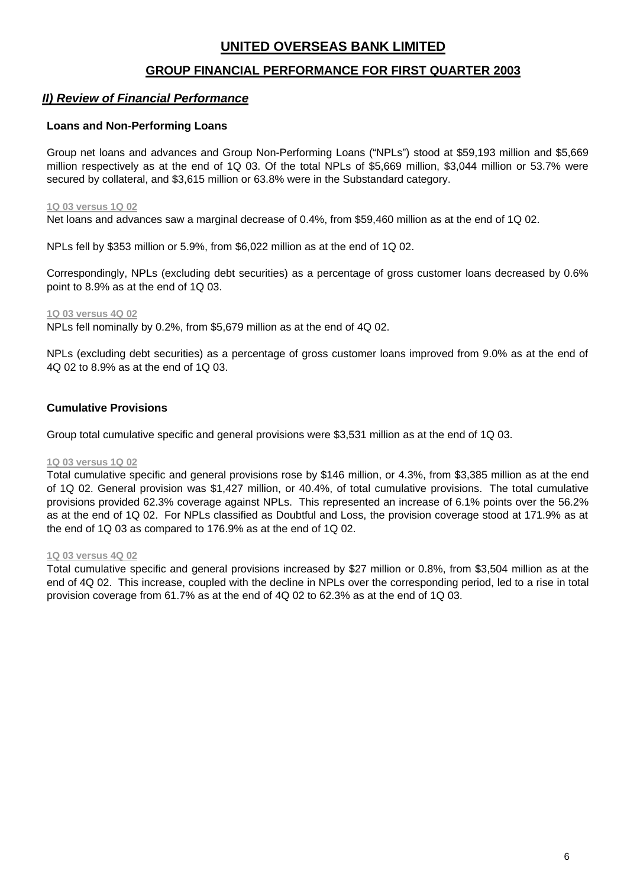# UNITED OVERSEAS BANK LIMITED

## GROUP FINANCIAL PERFORMANCE FOR FIRST QUARTER 2003

### *II) Review of Financial Performance*

**Loans and Non-Performing Loans**

Group net loans and advances and Group Non-Performing Loans ("NPLs") stood at $59,193 million and $5,669 million respectively as at the end of 1Q 03. Of the total NPLs of $5,669 million, $3,044 million or 53.7% were secured by collateral, and $3,615 million or 63.8% were in the Substandard category.

**1Q 03 versus 1Q 02**

Net loans and advances saw a marginal decrease of 0.4%, from $59,460 million as at the end of 1Q 02.

NPLs fell by $353 million or 5.9%, from $6,022 million as at the end of 1Q 02.

Correspondingly, NPLs (excluding debt securities) as a percentage of gross customer loans decreased by 0.6% point to 8.9% as at the end of 1Q 03.

**1Q 03 versus 4Q 02**

NPLs fell nominally by 0.2%, from $5,679 million as at the end of 4Q 02.

NPLs (excluding debt securities) as a percentage of gross customer loans improved from 9.0% as at the end of 4Q 02 to 8.9% as at the end of 1Q 03.

**Cumulative Provisions**

Group total cumulative specific and general provisions were $3,531 million as at the end of 1Q 03.

**1Q 03 versus 1Q 02**

Total cumulative specific and general provisions rose by $146 million, or 4.3%, from $3,385 million as at the end of 1Q 02. General provision was $1,427 million, or 40.4%, of total cumulative provisions. The total cumulative provisions provided 62.3% coverage against NPLs. This represented an increase of 6.1% points over the 56.2% as at the end of 1Q 02. For NPLs classified as Doubtful and Loss, the provision coverage stood at 171.9% as at the end of 1Q 03 as compared to 176.9% as at the end of 1Q 02.

**1Q 03 versus 4Q 02**

Total cumulative specific and general provisions increased by $27 million or 0.8%, from $3,504 million as at the end of 4Q 02. This increase, coupled with the decline in NPLs over the corresponding period, led to a rise in total provision coverage from 61.7% as at the end of 4Q 02 to 62.3% as at the end of 1Q 03.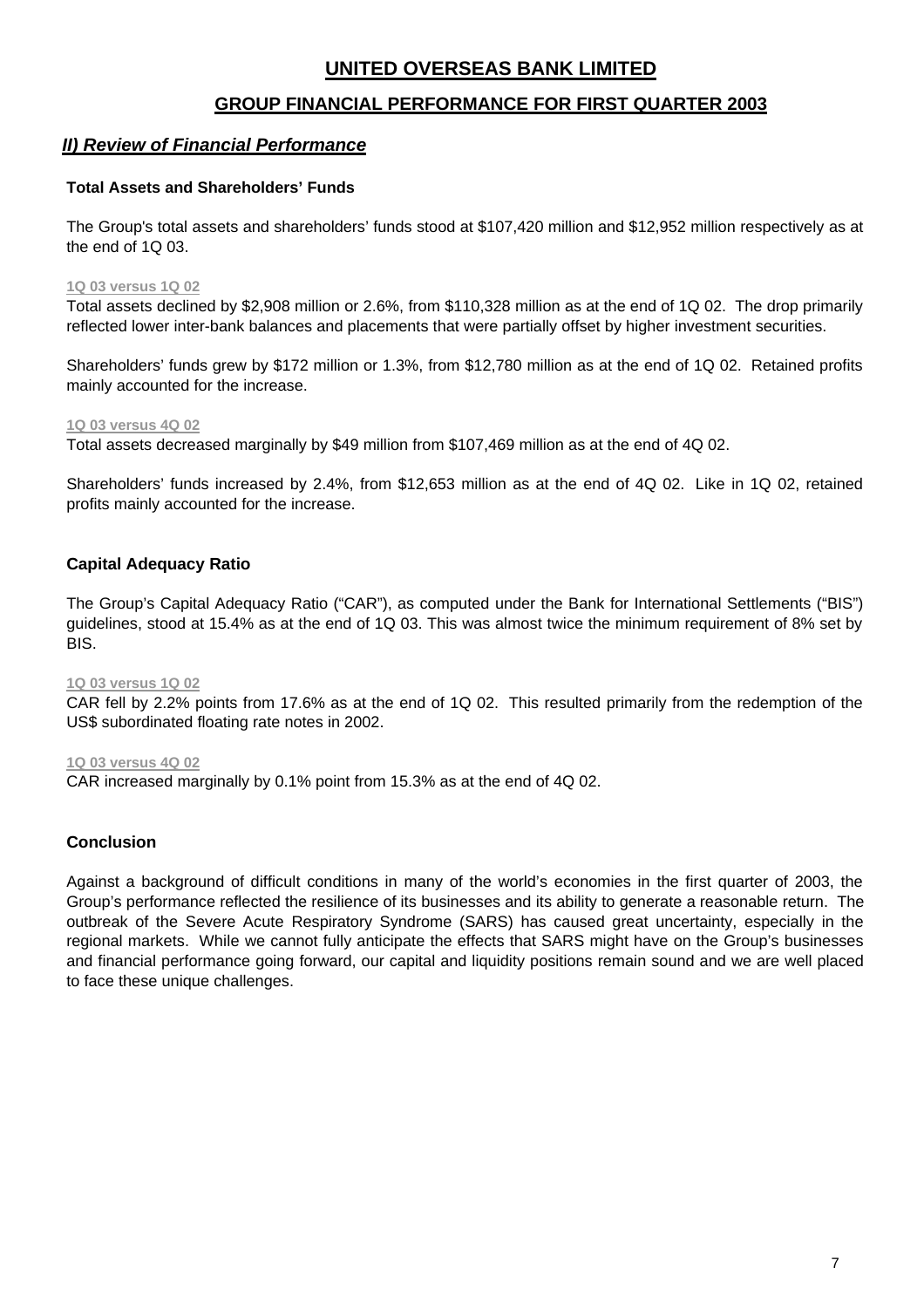# UNITED OVERSEAS BANK LIMITED

## GROUP FINANCIAL PERFORMANCE FOR FIRST QUARTER 2003

### *II) Review of Financial Performance*

**Total Assets and Shareholders' Funds**

The Group's total assets and shareholders' funds stood at $107,420 million and $12,952 million respectively as at the end of 1Q 03.

**1Q 03 versus 1Q 02**

Total assets declined by $2,908 million or 2.6%, from $110,328 million as at the end of 1Q 02. The drop primarily reflected lower inter-bank balances and placements that were partially offset by higher investment securities.

Shareholders' funds grew by $172 million or 1.3%, from $12,780 million as at the end of 1Q 02. Retained profits mainly accounted for the increase.

**1Q 03 versus 4Q 02**

Total assets decreased marginally by $49 million from $107,469 million as at the end of 4Q 02.

Shareholders' funds increased by 2.4%, from $12,653 million as at the end of 4Q 02. Like in 1Q 02, retained profits mainly accounted for the increase.

**Capital Adequacy Ratio**

The Group's Capital Adequacy Ratio ("CAR"), as computed under the Bank for International Settlements ("BIS") guidelines, stood at 15.4% as at the end of 1Q 03. This was almost twice the minimum requirement of 8% set by BIS.

**1Q 03 versus 1Q 02**

CAR fell by 2.2% points from 17.6% as at the end of 1Q 02. This resulted primarily from the redemption of the US$ subordinated floating rate notes in 2002.

**1Q 03 versus 4Q 02**

CAR increased marginally by 0.1% point from 15.3% as at the end of 4Q 02.

**Conclusion**

Against a background of difficult conditions in many of the world's economies in the first quarter of 2003, the Group's performance reflected the resilience of its businesses and its ability to generate a reasonable return. The outbreak of the Severe Acute Respiratory Syndrome (SARS) has caused great uncertainty, especially in the regional markets. While we cannot fully anticipate the effects that SARS might have on the Group's businesses and financial performance going forward, our capital and liquidity positions remain sound and we are well placed to face these unique challenges.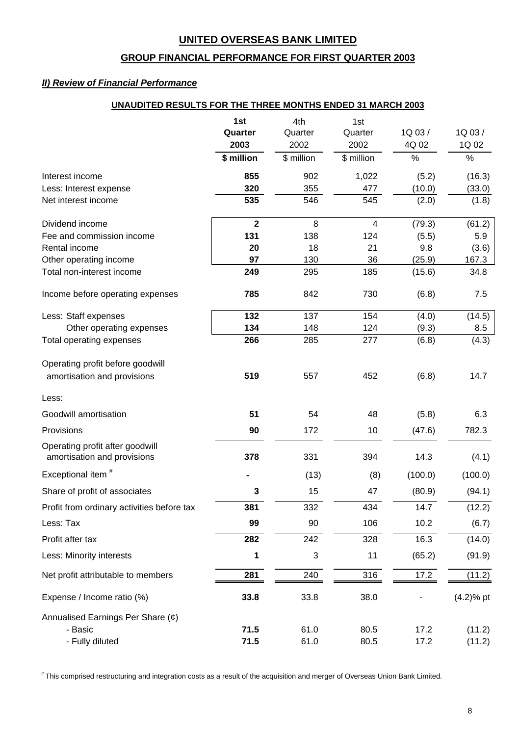# UNITED OVERSEAS BANK LIMITED

## GROUP FINANCIAL PERFORMANCE FOR FIRST QUARTER 2003

### *II) Review of Financial Performance*

**UNAUDITED RESULTS FOR THE THREE MONTHS ENDED 31 MARCH 2003**

| | **1st Quarter 2003** | 4th Quarter 2002 | 1st Quarter 2002 | 1Q 03 / 4Q 02 | 1Q 03 / 1Q 02 |
|---|---|---|---|---|---|
| | **$ million** | $ million | $ million | % | % |
| Interest income | **855** | 902 | 1,022 | (5.2) | (16.3) |
| Less: Interest expense | **320** | 355 | 477 | (10.0) | (33.0) |
| Net interest income | **535** | 546 | 545 | (2.0) | (1.8) |
| Dividend income | **2** | 8 | 4 | (79.3) | (61.2) |
| Fee and commission income | **131** | 138 | 124 | (5.5) | 5.9 |
| Rental income | **20** | 18 | 21 | 9.8 | (3.6) |
| Other operating income | **97** | 130 | 36 | (25.9) | 167.3 |
| Total non-interest income | **249** | 295 | 185 | (15.6) | 34.8 |
| Income before operating expenses | **785** | 842 | 730 | (6.8) | 7.5 |
| Less: Staff expenses | **132** | 137 | 154 | (4.0) | (14.5) |
| Other operating expenses | **134** | 148 | 124 | (9.3) | 8.5 |
| Total operating expenses | **266** | 285 | 277 | (6.8) | (4.3) |
| Operating profit before goodwill amortisation and provisions | **519** | 557 | 452 | (6.8) | 14.7 |
| Less: | | | | | |
| Goodwill amortisation | **51** | 54 | 48 | (5.8) | 6.3 |
| Provisions | **90** | 172 | 10 | (47.6) | 782.3 |
| Operating profit after goodwill amortisation and provisions | **378** | 331 | 394 | 14.3 | (4.1) |
| Exceptional item # | **-** | (13) | (8) | (100.0) | (100.0) |
| Share of profit of associates | **3** | 15 | 47 | (80.9) | (94.1) |
| Profit from ordinary activities before tax | **381** | 332 | 434 | 14.7 | (12.2) |
| Less: Tax | **99** | 90 | 106 | 10.2 | (6.7) |
| Profit after tax | **282** | 242 | 328 | 16.3 | (14.0) |
| Less: Minority interests | **1** | 3 | 11 | (65.2) | (91.9) |
| Net profit attributable to members | **281** | 240 | 316 | 17.2 | (11.2) |
| Expense / Income ratio (%) | **33.8** | 33.8 | 38.0 | - | (4.2)% pt |
| Annualised Earnings Per Share (¢) | | | | | |
| - Basic | **71.5** | 61.0 | 80.5 | 17.2 | (11.2) |
| - Fully diluted | **71.5** | 61.0 | 80.5 | 17.2 | (11.2) |

# This comprised restructuring and integration costs as a result of the acquisition and merger of Overseas Union Bank Limited.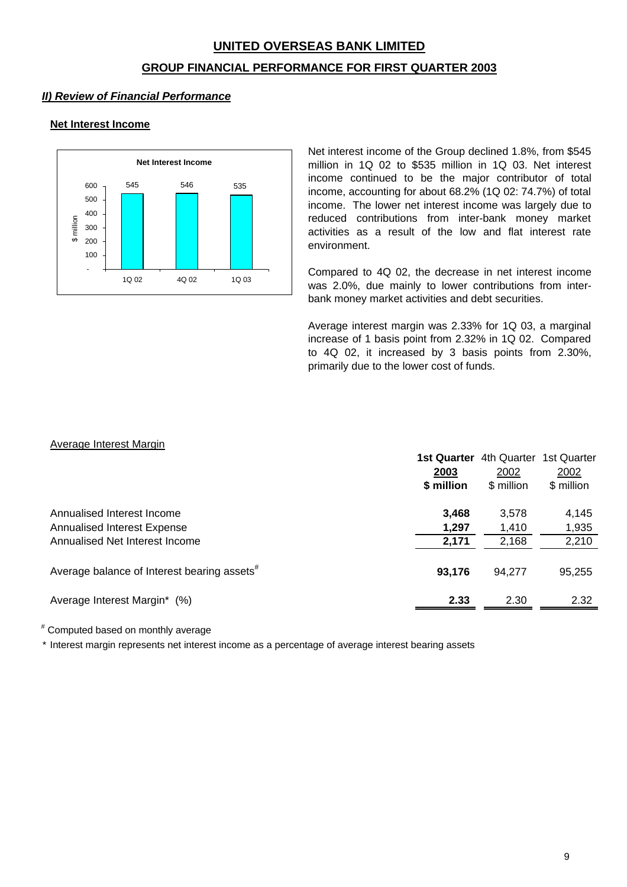# UNITED OVERSEAS BANK LIMITED

## GROUP FINANCIAL PERFORMANCE FOR FIRST QUARTER 2003

### *II) Review of Financial Performance*

#### Net Interest Income

**Net Interest Income**

| | 1Q 02 | 4Q 02 | 1Q 03 |
|---|---|---|---|
| $ million | 545 | 546 | 535 |

Net interest income of the Group declined 1.8%, from $545 million in 1Q 02 to $535 million in 1Q 03. Net interest income continued to be the major contributor of total income, accounting for about 68.2% (1Q 02: 74.7%) of total income. The lower net interest income was largely due to reduced contributions from inter-bank money market activities as a result of the low and flat interest rate environment.

Compared to 4Q 02, the decrease in net interest income was 2.0%, due mainly to lower contributions from inter-bank money market activities and debt securities.

Average interest margin was 2.33% for 1Q 03, a marginal increase of 1 basis point from 2.32% in 1Q 02. Compared to 4Q 02, it increased by 3 basis points from 2.30%, primarily due to the lower cost of funds.

Average Interest Margin

| | **1st Quarter 2003 $ million** | 4th Quarter 2002 $ million | 1st Quarter 2002 $ million |
|---|---|---|---|
| Annualised Interest Income | **3,468** | 3,578 | 4,145 |
| Annualised Interest Expense | **1,297** | 1,410 | 1,935 |
| Annualised Net Interest Income | **2,171** | 2,168 | 2,210 |
| Average balance of Interest bearing assets# | **93,176** | 94,277 | 95,255 |
| Average Interest Margin* (%) | **2.33** | 2.30 | 2.32 |

# Computed based on monthly average

\* Interest margin represents net interest income as a percentage of average interest bearing assets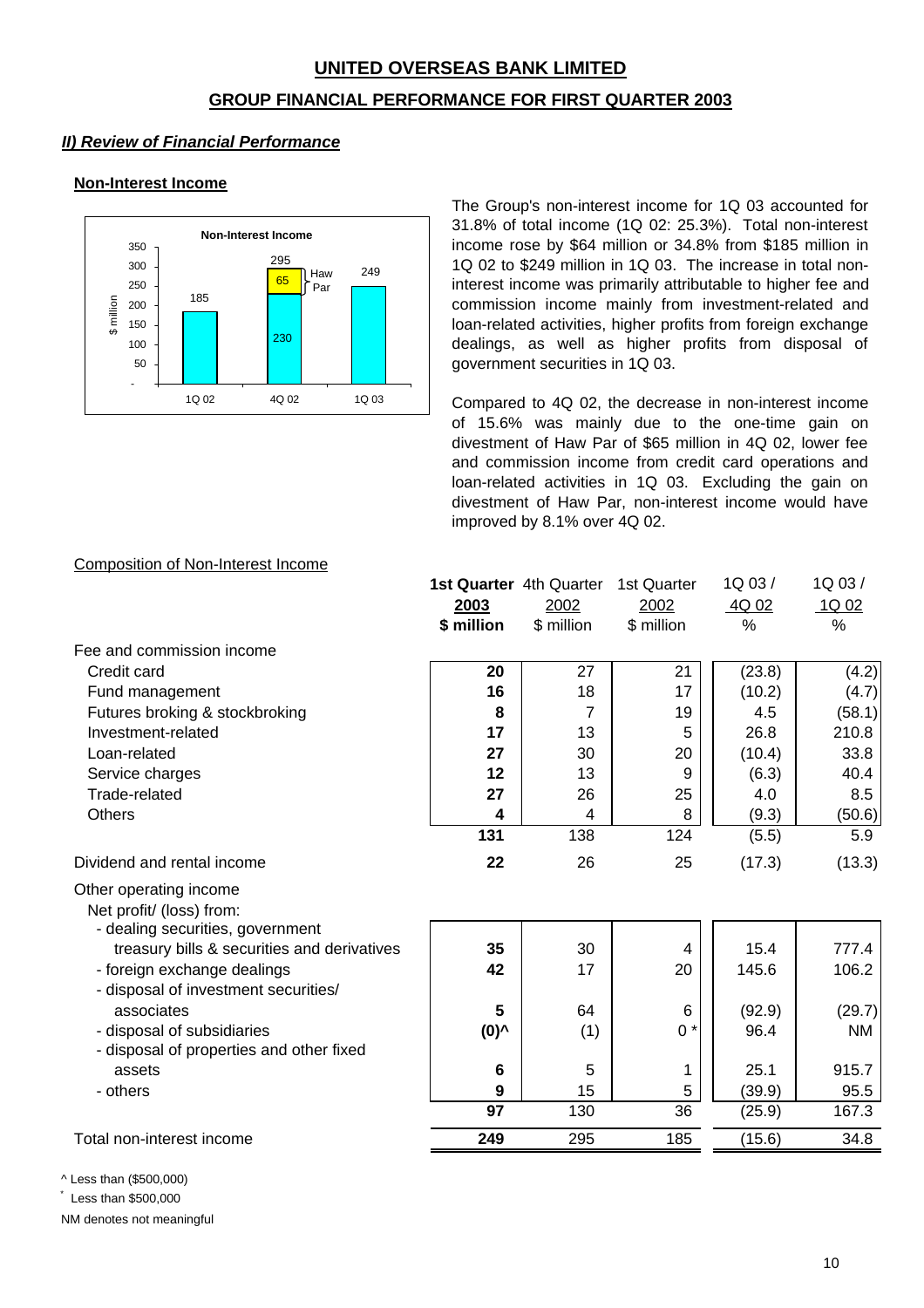## UNITED OVERSEAS BANK LIMITED

## GROUP FINANCIAL PERFORMANCE FOR FIRST QUARTER 2003

### *II) Review of Financial Performance*

#### Non-Interest Income

The Group's non-interest income for 1Q 03 accounted for 31.8% of total income (1Q 02: 25.3%). Total non-interest income rose by $64 million or 34.8% from $185 million in 1Q 02 to $249 million in 1Q 03. The increase in total non-interest income was primarily attributable to higher fee and commission income mainly from investment-related and loan-related activities, higher profits from foreign exchange dealings, as well as higher profits from disposal of government securities in 1Q 03.

Compared to 4Q 02, the decrease in non-interest income of 15.6% was mainly due to the one-time gain on divestment of Haw Par of $65 million in 4Q 02, lower fee and commission income from credit card operations and loan-related activities in 1Q 03. Excluding the gain on divestment of Haw Par, non-interest income would have improved by 8.1% over 4Q 02.

Composition of Non-Interest Income

| | **1st Quarter 2003 $ million** | 4th Quarter 2002 $ million | 1st Quarter 2002 $ million | 1Q 03 / 4Q 02 % | 1Q 03 / 1Q 02 % |
|---|---|---|---|---|---|
| Fee and commission income | | | | | |
| Credit card | **20** | 27 | 21 | (23.8) | (4.2) |
| Fund management | **16** | 18 | 17 | (10.2) | (4.7) |
| Futures broking & stockbroking | **8** | 7 | 19 | 4.5 | (58.1) |
| Investment-related | **17** | 13 | 5 | 26.8 | 210.8 |
| Loan-related | **27** | 30 | 20 | (10.4) | 33.8 |
| Service charges | **12** | 13 | 9 | (6.3) | 40.4 |
| Trade-related | **27** | 26 | 25 | 4.0 | 8.5 |
| Others | **4** | 4 | 8 | (9.3) | (50.6) |
| | **131** | 138 | 124 | (5.5) | 5.9 |
| Dividend and rental income | **22** | 26 | 25 | (17.3) | (13.3) |
| Other operating income | | | | | |
| Net profit/ (loss) from: | | | | | |
| - dealing securities, government treasury bills & securities and derivatives | **35** | 30 | 4 | 15.4 | 777.4 |
| - foreign exchange dealings | **42** | 17 | 20 | 145.6 | 106.2 |
| - disposal of investment securities/ associates | **5** | 64 | 6 | (92.9) | (29.7) |
| - disposal of subsidiaries | **(0)^** | (1) | 0 * | 96.4 | NM |
| - disposal of properties and other fixed assets | **6** | 5 | 1 | 25.1 | 915.7 |
| - others | **9** | 15 | 5 | (39.9) | 95.5 |
| | **97** | 130 | 36 | (25.9) | 167.3 |
| Total non-interest income | **249** | 295 | 185 | (15.6) | 34.8 |

^ Less than ($500,000)

* Less than $500,000

NM denotes not meaningful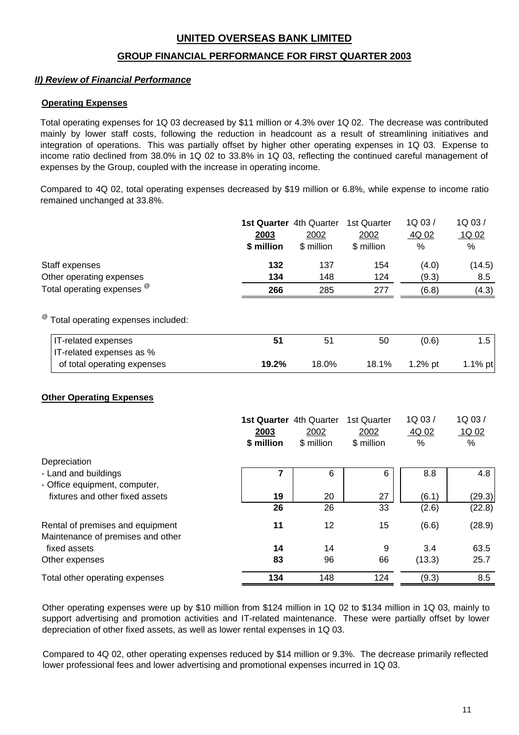# UNITED OVERSEAS BANK LIMITED

## GROUP FINANCIAL PERFORMANCE FOR FIRST QUARTER 2003

### *II) Review of Financial Performance*

#### Operating Expenses

Total operating expenses for 1Q 03 decreased by $11 million or 4.3% over 1Q 02. The decrease was contributed mainly by lower staff costs, following the reduction in headcount as a result of streamlining initiatives and integration of operations. This was partially offset by higher other operating expenses in 1Q 03. Expense to income ratio declined from 38.0% in 1Q 02 to 33.8% in 1Q 03, reflecting the continued careful management of expenses by the Group, coupled with the increase in operating income.

Compared to 4Q 02, total operating expenses decreased by $19 million or 6.8%, while expense to income ratio remained unchanged at 33.8%.

| | **1st Quarter 2003 $ million** | 4th Quarter 2002 $ million | 1st Quarter 2002 $ million | 1Q 03 / 4Q 02 % | 1Q 03 / 1Q 02 % |
|---|---|---|---|---|---|
| Staff expenses | **132** | 137 | 154 | (4.0) | (14.5) |
| Other operating expenses | **134** | 148 | 124 | (9.3) | 8.5 |
| Total operating expenses [@] | **266** | 285 | 277 | (6.8) | (4.3) |

[@] Total operating expenses included:

| | **1st Quarter 2003** | 4th Quarter 2002 | 1st Quarter 2002 | 1Q 03 / 4Q 02 | 1Q 03 / 1Q 02 |
|---|---|---|---|---|---|
| IT-related expenses | **51** | 51 | 50 | (0.6) | 1.5 |
| IT-related expenses as % of total operating expenses | **19.2%** | 18.0% | 18.1% | 1.2% pt | 1.1% pt |

#### Other Operating Expenses

| | **1st Quarter 2003 $ million** | 4th Quarter 2002 $ million | 1st Quarter 2002 $ million | 1Q 03 / 4Q 02 % | 1Q 03 / 1Q 02 % |
|---|---|---|---|---|---|
| Depreciation | | | | | |
| - Land and buildings | **7** | 6 | 6 | 8.8 | 4.8 |
| - Office equipment, computer, fixtures and other fixed assets | **19** | 20 | 27 | (6.1) | (29.3) |
| | **26** | 26 | 33 | (2.6) | (22.8) |
| Rental of premises and equipment | **11** | 12 | 15 | (6.6) | (28.9) |
| Maintenance of premises and other fixed assets | **14** | 14 | 9 | 3.4 | 63.5 |
| Other expenses | **83** | 96 | 66 | (13.3) | 25.7 |
| Total other operating expenses | **134** | 148 | 124 | (9.3) | 8.5 |

Other operating expenses were up by $10 million from $124 million in 1Q 02 to $134 million in 1Q 03, mainly to support advertising and promotion activities and IT-related maintenance. These were partially offset by lower depreciation of other fixed assets, as well as lower rental expenses in 1Q 03.

Compared to 4Q 02, other operating expenses reduced by $14 million or 9.3%. The decrease primarily reflected lower professional fees and lower advertising and promotional expenses incurred in 1Q 03.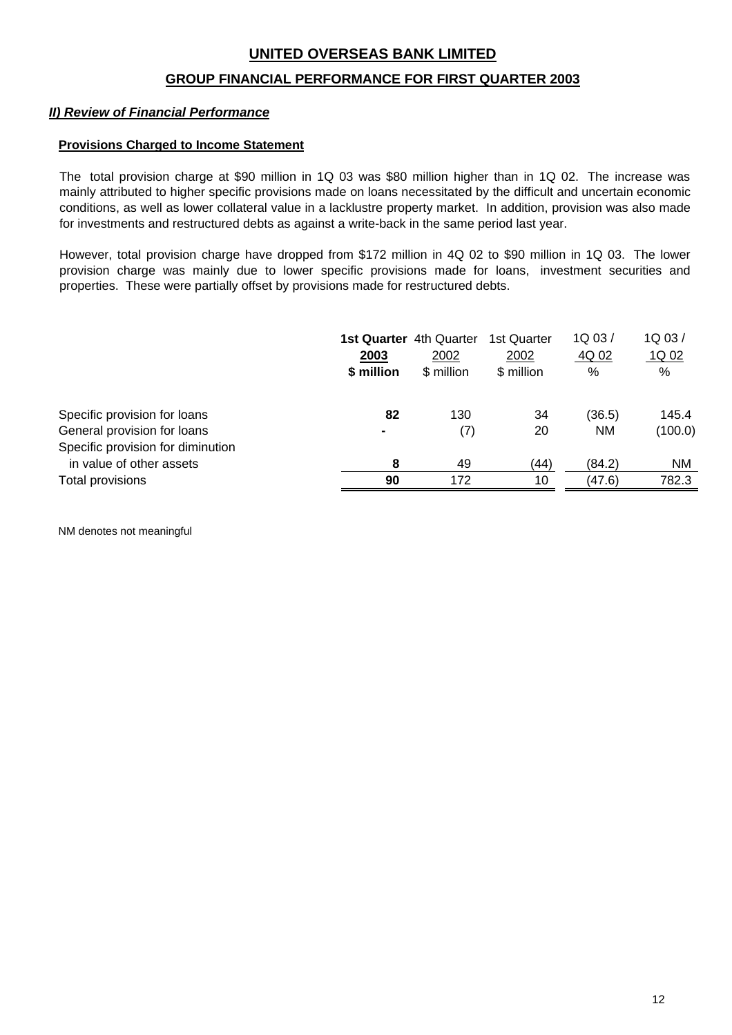# UNITED OVERSEAS BANK LIMITED

## GROUP FINANCIAL PERFORMANCE FOR FIRST QUARTER 2003

### *II) Review of Financial Performance*

#### Provisions Charged to Income Statement

The total provision charge at $90 million in 1Q 03 was $80 million higher than in 1Q 02. The increase was mainly attributed to higher specific provisions made on loans necessitated by the difficult and uncertain economic conditions, as well as lower collateral value in a lacklustre property market. In addition, provision was also made for investments and restructured debts as against a write-back in the same period last year.

However, total provision charge have dropped from $172 million in 4Q 02 to $90 million in 1Q 03. The lower provision charge was mainly due to lower specific provisions made for loans, investment securities and properties. These were partially offset by provisions made for restructured debts.

| | **1st Quarter 2003 $ million** | 4th Quarter 2002 $ million | 1st Quarter 2002 $ million | 1Q 03 / 4Q 02 % | 1Q 03 / 1Q 02 % |
|---|---|---|---|---|---|
| Specific provision for loans | **82** | 130 | 34 | (36.5) | 145.4 |
| General provision for loans | **-** | (7) | 20 | NM | (100.0) |
| Specific provision for diminution in value of other assets | **8** | 49 | (44) | (84.2) | NM |
| Total provisions | **90** | 172 | 10 | (47.6) | 782.3 |

NM denotes not meaningful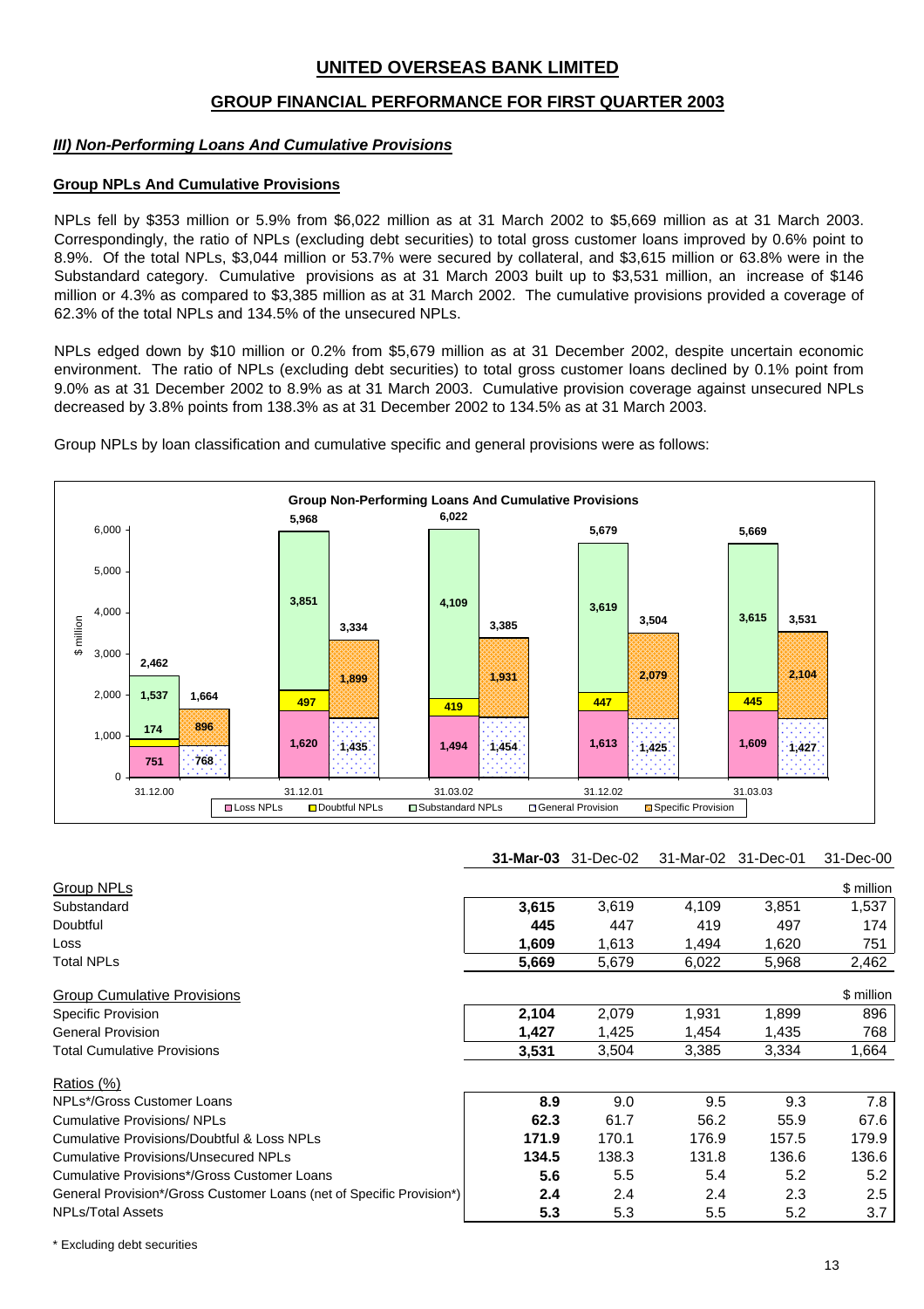## UNITED OVERSEAS BANK LIMITED

### GROUP FINANCIAL PERFORMANCE FOR FIRST QUARTER 2003

#### *III) Non-Performing Loans And Cumulative Provisions*

**Group NPLs And Cumulative Provisions**

NPLs fell by $353 million or 5.9% from $6,022 million as at 31 March 2002 to $5,669 million as at 31 March 2003. Correspondingly, the ratio of NPLs (excluding debt securities) to total gross customer loans improved by 0.6% point to 8.9%. Of the total NPLs, $3,044 million or 53.7% were secured by collateral, and $3,615 million or 63.8% were in the Substandard category. Cumulative provisions as at 31 March 2003 built up to $3,531 million, an increase of $146 million or 4.3% as compared to $3,385 million as at 31 March 2002. The cumulative provisions provided a coverage of 62.3% of the total NPLs and 134.5% of the unsecured NPLs.

NPLs edged down by $10 million or 0.2% from $5,679 million as at 31 December 2002, despite uncertain economic environment. The ratio of NPLs (excluding debt securities) to total gross customer loans declined by 0.1% point from 9.0% as at 31 December 2002 to 8.9% as at 31 March 2003. Cumulative provision coverage against unsecured NPLs decreased by 3.8% points from 138.3% as at 31 December 2002 to 134.5% as at 31 March 2003.

Group NPLs by loan classification and cumulative specific and general provisions were as follows:

**Group Non-Performing Loans And Cumulative Provisions**

| $ million | 31.12.00 | 31.12.01 | 31.03.02 | 31.12.02 | 31.03.03 |
|---|---|---|---|---|---|
| Loss NPLs | 751 | 1,620 | 1,494 | 1,613 | 1,609 |
| Doubtful NPLs | 174 | 497 | 419 | 447 | 445 |
| Substandard NPLs | 1,537 | 3,851 | 4,109 | 3,619 | 3,615 |
| Total NPLs | 2,462 | 5,968 | 6,022 | 5,679 | 5,669 |
| General Provision | 768 | 1,435 | 1,454 | 1,425 | 1,427 |
| Specific Provision | 896 | 1,899 | 1,931 | 2,079 | 2,104 |
| Total Cumulative Provisions | 1,664 | 3,334 | 3,385 | 3,504 | 3,531 |

| | **31-Mar-03** | 31-Dec-02 | 31-Mar-02 | 31-Dec-01 | 31-Dec-00 |
|---|---|---|---|---|---|
| Group NPLs | | | | | $ million |
| Substandard | **3,615** | 3,619 | 4,109 | 3,851 | 1,537 |
| Doubtful | **445** | 447 | 419 | 497 | 174 |
| Loss | **1,609** | 1,613 | 1,494 | 1,620 | 751 |
| Total NPLs | **5,669** | 5,679 | 6,022 | 5,968 | 2,462 |
| Group Cumulative Provisions | | | | | $ million |
| Specific Provision | **2,104** | 2,079 | 1,931 | 1,899 | 896 |
| General Provision | **1,427** | 1,425 | 1,454 | 1,435 | 768 |
| Total Cumulative Provisions | **3,531** | 3,504 | 3,385 | 3,334 | 1,664 |
| Ratios (%) | | | | | |
| NPLs*/Gross Customer Loans | **8.9** | 9.0 | 9.5 | 9.3 | 7.8 |
| Cumulative Provisions/ NPLs | **62.3** | 61.7 | 56.2 | 55.9 | 67.6 |
| Cumulative Provisions/Doubtful & Loss NPLs | **171.9** | 170.1 | 176.9 | 157.5 | 179.9 |
| Cumulative Provisions/Unsecured NPLs | **134.5** | 138.3 | 131.8 | 136.6 | 136.6 |
| Cumulative Provisions*/Gross Customer Loans | **5.6** | 5.5 | 5.4 | 5.2 | 5.2 |
| General Provision*/Gross Customer Loans (net of Specific Provision*) | **2.4** | 2.4 | 2.4 | 2.3 | 2.5 |
| NPLs/Total Assets | **5.3** | 5.3 | 5.5 | 5.2 | 3.7 |

\* Excluding debt securities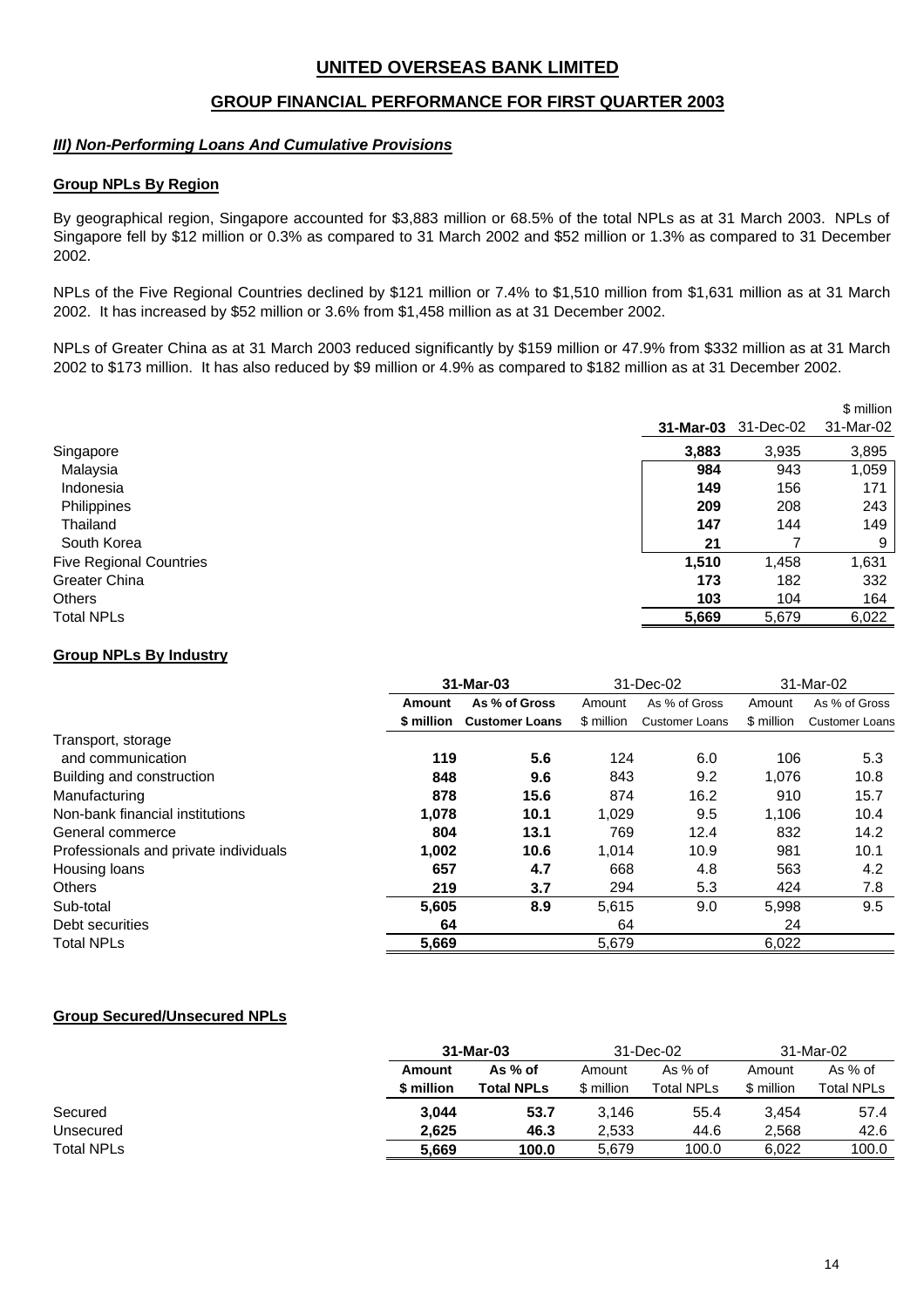# UNITED OVERSEAS BANK LIMITED

## GROUP FINANCIAL PERFORMANCE FOR FIRST QUARTER 2003

### *III) Non-Performing Loans And Cumulative Provisions*

**Group NPLs By Region**

By geographical region, Singapore accounted for $3,883 million or 68.5% of the total NPLs as at 31 March 2003. NPLs of Singapore fell by $12 million or 0.3% as compared to 31 March 2002 and $52 million or 1.3% as compared to 31 December 2002.

NPLs of the Five Regional Countries declined by $121 million or 7.4% to $1,510 million from $1,631 million as at 31 March 2002. It has increased by $52 million or 3.6% from $1,458 million as at 31 December 2002.

NPLs of Greater China as at 31 March 2003 reduced significantly by $159 million or 47.9% from $332 million as at 31 March 2002 to $173 million. It has also reduced by $9 million or 4.9% as compared to $182 million as at 31 December 2002.

| | **31-Mar-03** | 31-Dec-02 | 31-Mar-02 |
|---|---|---|---|
| | | | $ million |
| Singapore | **3,883** | 3,935 | 3,895 |
| Malaysia | **984** | 943 | 1,059 |
| Indonesia | **149** | 156 | 171 |
| Philippines | **209** | 208 | 243 |
| Thailand | **147** | 144 | 149 |
| South Korea | **21** | 7 | 9 |
| Five Regional Countries | **1,510** | 1,458 | 1,631 |
| Greater China | **173** | 182 | 332 |
| Others | **103** | 104 | 164 |
| Total NPLs | **5,669** | 5,679 | 6,022 |

**Group NPLs By Industry**

| | **31-Mar-03** | | 31-Dec-02 | | 31-Mar-02 | |
|---|---|---|---|---|---|---|
| | **Amount $ million** | **As % of Gross Customer Loans** | Amount $ million | As % of Gross Customer Loans | Amount $ million | As % of Gross Customer Loans |
| Transport, storage and communication | **119** | **5.6** | 124 | 6.0 | 106 | 5.3 |
| Building and construction | **848** | **9.6** | 843 | 9.2 | 1,076 | 10.8 |
| Manufacturing | **878** | **15.6** | 874 | 16.2 | 910 | 15.7 |
| Non-bank financial institutions | **1,078** | **10.1** | 1,029 | 9.5 | 1,106 | 10.4 |
| General commerce | **804** | **13.1** | 769 | 12.4 | 832 | 14.2 |
| Professionals and private individuals | **1,002** | **10.6** | 1,014 | 10.9 | 981 | 10.1 |
| Housing loans | **657** | **4.7** | 668 | 4.8 | 563 | 4.2 |
| Others | **219** | **3.7** | 294 | 5.3 | 424 | 7.8 |
| Sub-total | **5,605** | **8.9** | 5,615 | 9.0 | 5,998 | 9.5 |
| Debt securities | **64** | | 64 | | 24 | |
| Total NPLs | **5,669** | | 5,679 | | 6,022 | |

**Group Secured/Unsecured NPLs**

| | **31-Mar-03** | | 31-Dec-02 | | 31-Mar-02 | |
|---|---|---|---|---|---|---|
| | **Amount $ million** | **As % of Total NPLs** | Amount $ million | As % of Total NPLs | Amount $ million | As % of Total NPLs |
| Secured | **3,044** | **53.7** | 3,146 | 55.4 | 3,454 | 57.4 |
| Unsecured | **2,625** | **46.3** | 2,533 | 44.6 | 2,568 | 42.6 |
| Total NPLs | **5,669** | **100.0** | 5,679 | 100.0 | 6,022 | 100.0 |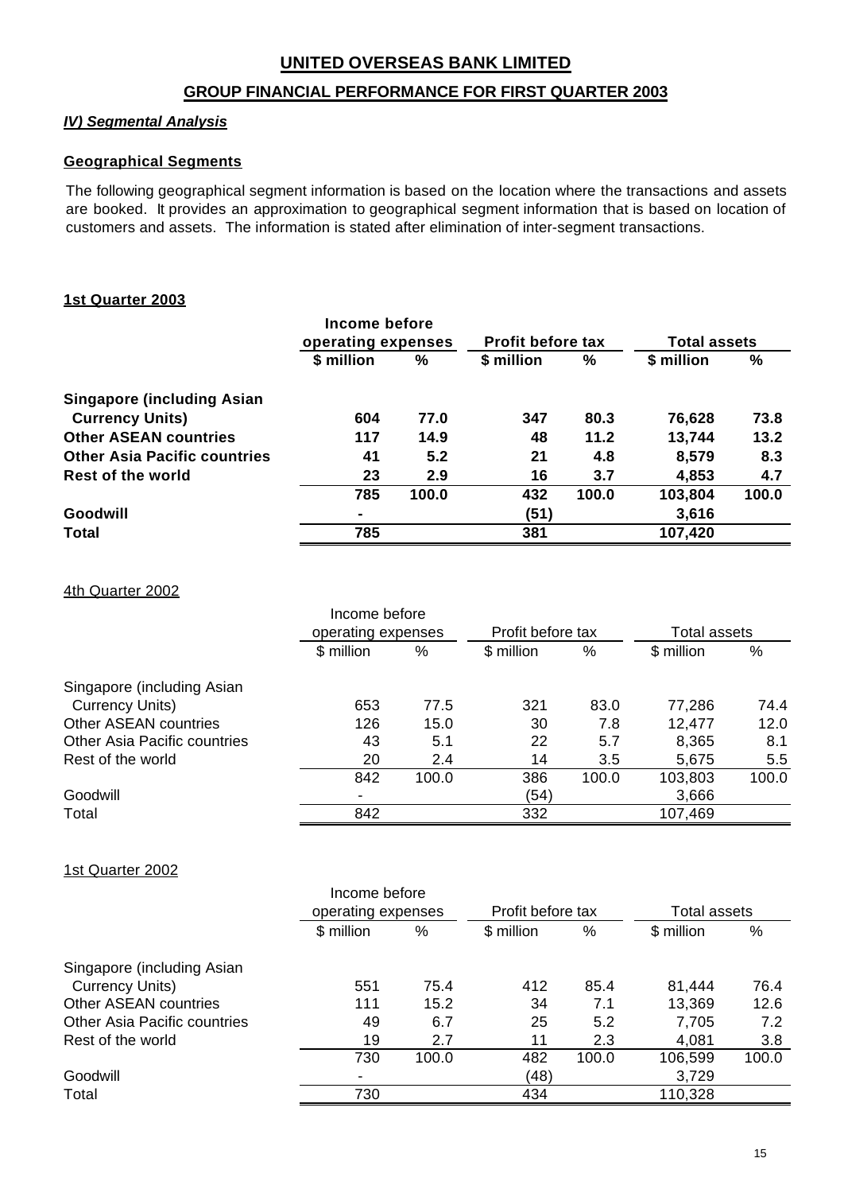# UNITED OVERSEAS BANK LIMITED

## GROUP FINANCIAL PERFORMANCE FOR FIRST QUARTER 2003

### *IV) Segmental Analysis*

### Geographical Segments

The following geographical segment information is based on the location where the transactions and assets are booked. It provides an approximation to geographical segment information that is based on location of customers and assets. The information is stated after elimination of inter-segment transactions.

**1st Quarter 2003**

| | Income before operating expenses | | Profit before tax | | Total assets | |
|---|---|---|---|---|---|---|
| | **\$ million** | **%** | **\$ million** | **%** | **\$ million** | **%** |
| **Singapore (including Asian Currency Units)** | **604** | **77.0** | **347** | **80.3** | **76,628** | **73.8** |
| **Other ASEAN countries** | **117** | **14.9** | **48** | **11.2** | **13,744** | **13.2** |
| **Other Asia Pacific countries** | **41** | **5.2** | **21** | **4.8** | **8,579** | **8.3** |
| **Rest of the world** | **23** | **2.9** | **16** | **3.7** | **4,853** | **4.7** |
| | **785** | **100.0** | **432** | **100.0** | **103,804** | **100.0** |
| **Goodwill** | **-** | | **(51)** | | **3,616** | |
| **Total** | **785** | | **381** | | **107,420** | |

4th Quarter 2002

| | Income before operating expenses | | Profit before tax | | Total assets | |
|---|---|---|---|---|---|---|
| | \$ million | % | \$ million | % | \$ million | % |
| Singapore (including Asian Currency Units) | 653 | 77.5 | 321 | 83.0 | 77,286 | 74.4 |
| Other ASEAN countries | 126 | 15.0 | 30 | 7.8 | 12,477 | 12.0 |
| Other Asia Pacific countries | 43 | 5.1 | 22 | 5.7 | 8,365 | 8.1 |
| Rest of the world | 20 | 2.4 | 14 | 3.5 | 5,675 | 5.5 |
| | 842 | 100.0 | 386 | 100.0 | 103,803 | 100.0 |
| Goodwill | - | | (54) | | 3,666 | |
| Total | 842 | | 332 | | 107,469 | |

1st Quarter 2002

| | Income before operating expenses | | Profit before tax | | Total assets | |
|---|---|---|---|---|---|---|
| | \$ million | % | \$ million | % | \$ million | % |
| Singapore (including Asian Currency Units) | 551 | 75.4 | 412 | 85.4 | 81,444 | 76.4 |
| Other ASEAN countries | 111 | 15.2 | 34 | 7.1 | 13,369 | 12.6 |
| Other Asia Pacific countries | 49 | 6.7 | 25 | 5.2 | 7,705 | 7.2 |
| Rest of the world | 19 | 2.7 | 11 | 2.3 | 4,081 | 3.8 |
| | 730 | 100.0 | 482 | 100.0 | 106,599 | 100.0 |
| Goodwill | - | | (48) | | 3,729 | |
| Total | 730 | | 434 | | 110,328 | |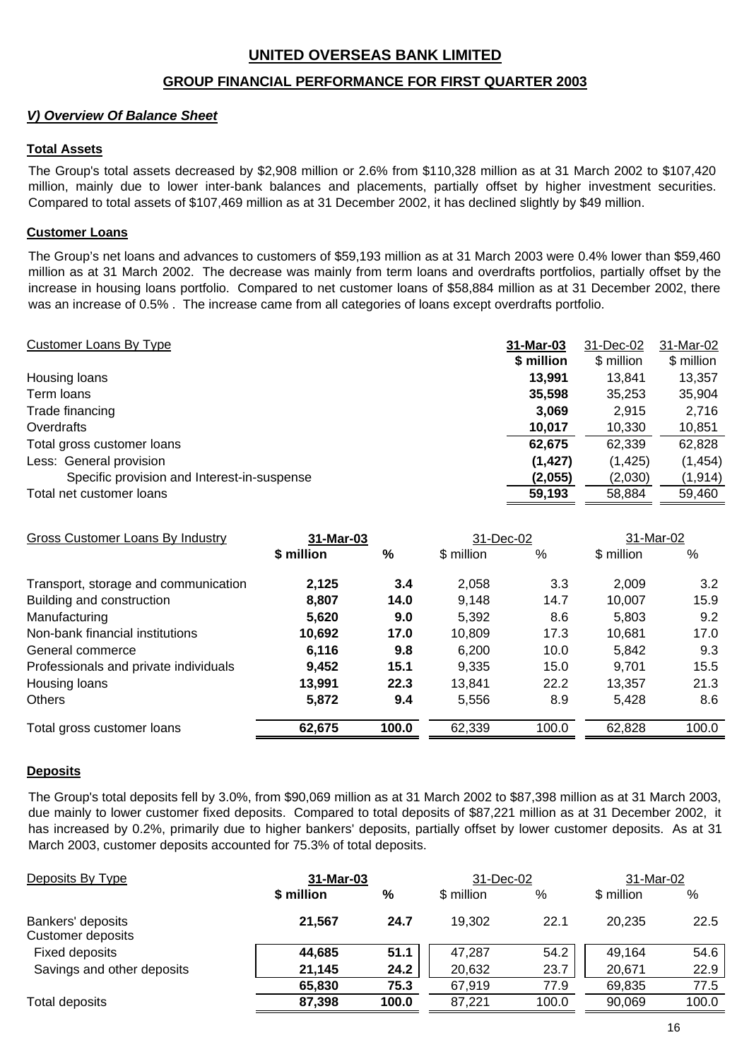# UNITED OVERSEAS BANK LIMITED

## GROUP FINANCIAL PERFORMANCE FOR FIRST QUARTER 2003

### *V) Overview Of Balance Sheet*

**Total Assets**

The Group's total assets decreased by $2,908 million or 2.6% from $110,328 million as at 31 March 2002 to $107,420 million, mainly due to lower inter-bank balances and placements, partially offset by higher investment securities. Compared to total assets of $107,469 million as at 31 December 2002, it has declined slightly by $49 million.

**Customer Loans**

The Group's net loans and advances to customers of $59,193 million as at 31 March 2003 were 0.4% lower than $59,460 million as at 31 March 2002. The decrease was mainly from term loans and overdrafts portfolios, partially offset by the increase in housing loans portfolio. Compared to net customer loans of $58,884 million as at 31 December 2002, there was an increase of 0.5% . The increase came from all categories of loans except overdrafts portfolio.

| Customer Loans By Type | 31-Mar-03 | 31-Dec-02 | 31-Mar-02 |
|---|---|---|---|
| | **$ million** | $ million | $ million |
| Housing loans | **13,991** | 13,841 | 13,357 |
| Term loans | **35,598** | 35,253 | 35,904 |
| Trade financing | **3,069** | 2,915 | 2,716 |
| Overdrafts | **10,017** | 10,330 | 10,851 |
| Total gross customer loans | **62,675** | 62,339 | 62,828 |
| Less: General provision | **(1,427)** | (1,425) | (1,454) |
| Specific provision and Interest-in-suspense | **(2,055)** | (2,030) | (1,914) |
| Total net customer loans | **59,193** | 58,884 | 59,460 |

| Gross Customer Loans By Industry | 31-Mar-03 | | 31-Dec-02 | | 31-Mar-02 | |
|---|---|---|---|---|---|---|
| | **$ million** | **%** | $ million | % | $ million | % |
| Transport, storage and communication | **2,125** | **3.4** | 2,058 | 3.3 | 2,009 | 3.2 |
| Building and construction | **8,807** | **14.0** | 9,148 | 14.7 | 10,007 | 15.9 |
| Manufacturing | **5,620** | **9.0** | 5,392 | 8.6 | 5,803 | 9.2 |
| Non-bank financial institutions | **10,692** | **17.0** | 10,809 | 17.3 | 10,681 | 17.0 |
| General commerce | **6,116** | **9.8** | 6,200 | 10.0 | 5,842 | 9.3 |
| Professionals and private individuals | **9,452** | **15.1** | 9,335 | 15.0 | 9,701 | 15.5 |
| Housing loans | **13,991** | **22.3** | 13,841 | 22.2 | 13,357 | 21.3 |
| Others | **5,872** | **9.4** | 5,556 | 8.9 | 5,428 | 8.6 |
| Total gross customer loans | **62,675** | **100.0** | 62,339 | 100.0 | 62,828 | 100.0 |

**Deposits**

The Group's total deposits fell by 3.0%, from $90,069 million as at 31 March 2002 to $87,398 million as at 31 March 2003, due mainly to lower customer fixed deposits. Compared to total deposits of $87,221 million as at 31 December 2002, it has increased by 0.2%, primarily due to higher bankers' deposits, partially offset by lower customer deposits. As at 31 March 2003, customer deposits accounted for 75.3% of total deposits.

| Deposits By Type | 31-Mar-03 | | 31-Dec-02 | | 31-Mar-02 | |
|---|---|---|---|---|---|---|
| | **$ million** | **%** | $ million | % | $ million | % |
| Bankers' deposits | **21,567** | **24.7** | 19,302 | 22.1 | 20,235 | 22.5 |
| Customer deposits | | | | | | |
| Fixed deposits | **44,685** | **51.1** | 47,287 | 54.2 | 49,164 | 54.6 |
| Savings and other deposits | **21,145** | **24.2** | 20,632 | 23.7 | 20,671 | 22.9 |
| | **65,830** | **75.3** | 67,919 | 77.9 | 69,835 | 77.5 |
| Total deposits | **87,398** | **100.0** | 87,221 | 100.0 | 90,069 | 100.0 |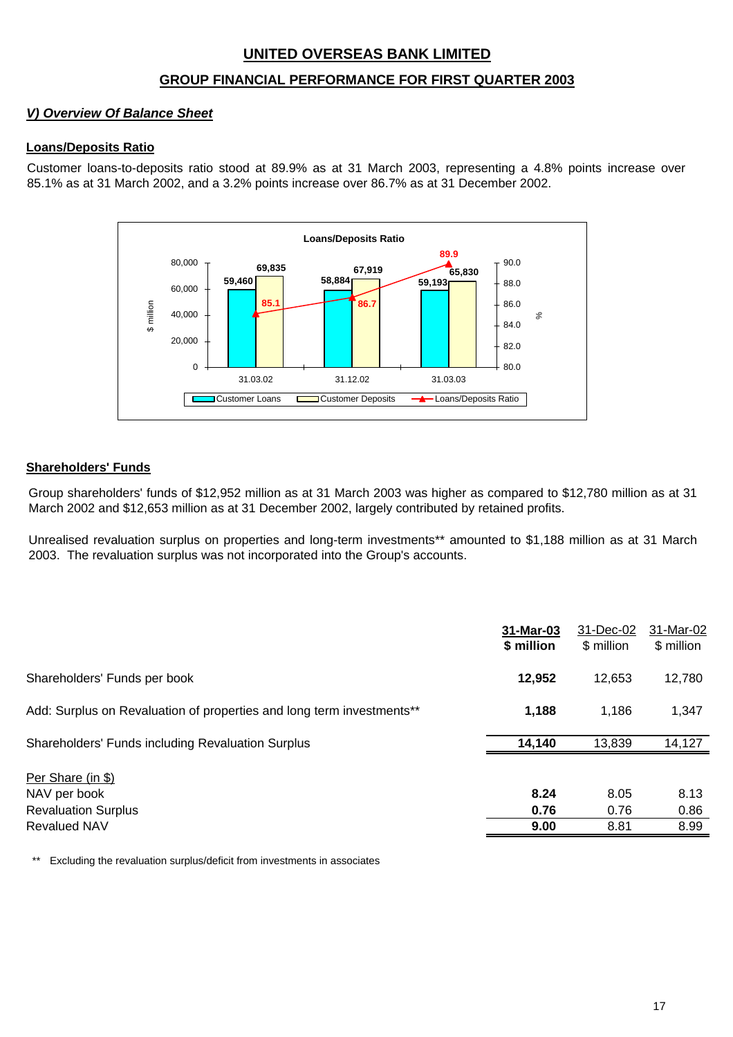# UNITED OVERSEAS BANK LIMITED

## GROUP FINANCIAL PERFORMANCE FOR FIRST QUARTER 2003

### *V) Overview Of Balance Sheet*

**Loans/Deposits Ratio**

Customer loans-to-deposits ratio stood at 89.9% as at 31 March 2003, representing a 4.8% points increase over 85.1% as at 31 March 2002, and a 3.2% points increase over 86.7% as at 31 December 2002.

**Loans/Deposits Ratio**

| | 31.03.02 | 31.12.02 | 31.03.03 |
|---|---|---|---|
| Customer Loans ($ million) | 59,460 | 58,884 | 59,193 |
| Customer Deposits ($ million) | 69,835 | 67,919 | 65,830 |
| Loans/Deposits Ratio (%) | 85.1 | 86.7 | 89.9 |

**Shareholders' Funds**

Group shareholders' funds of $12,952 million as at 31 March 2003 was higher as compared to $12,780 million as at 31 March 2002 and $12,653 million as at 31 December 2002, largely contributed by retained profits.

Unrealised revaluation surplus on properties and long-term investments** amounted to $1,188 million as at 31 March 2003. The revaluation surplus was not incorporated into the Group's accounts.

| | **31-Mar-03 $ million** | 31-Dec-02 $ million | 31-Mar-02 $ million |
|---|---|---|---|
| Shareholders' Funds per book | **12,952** | 12,653 | 12,780 |
| Add: Surplus on Revaluation of properties and long term investments** | **1,188** | 1,186 | 1,347 |
| Shareholders' Funds including Revaluation Surplus | **14,140** | 13,839 | 14,127 |
| Per Share (in $) | | | |
| NAV per book | **8.24** | 8.05 | 8.13 |
| Revaluation Surplus | **0.76** | 0.76 | 0.86 |
| Revalued NAV | **9.00** | 8.81 | 8.99 |

** Excluding the revaluation surplus/deficit from investments in associates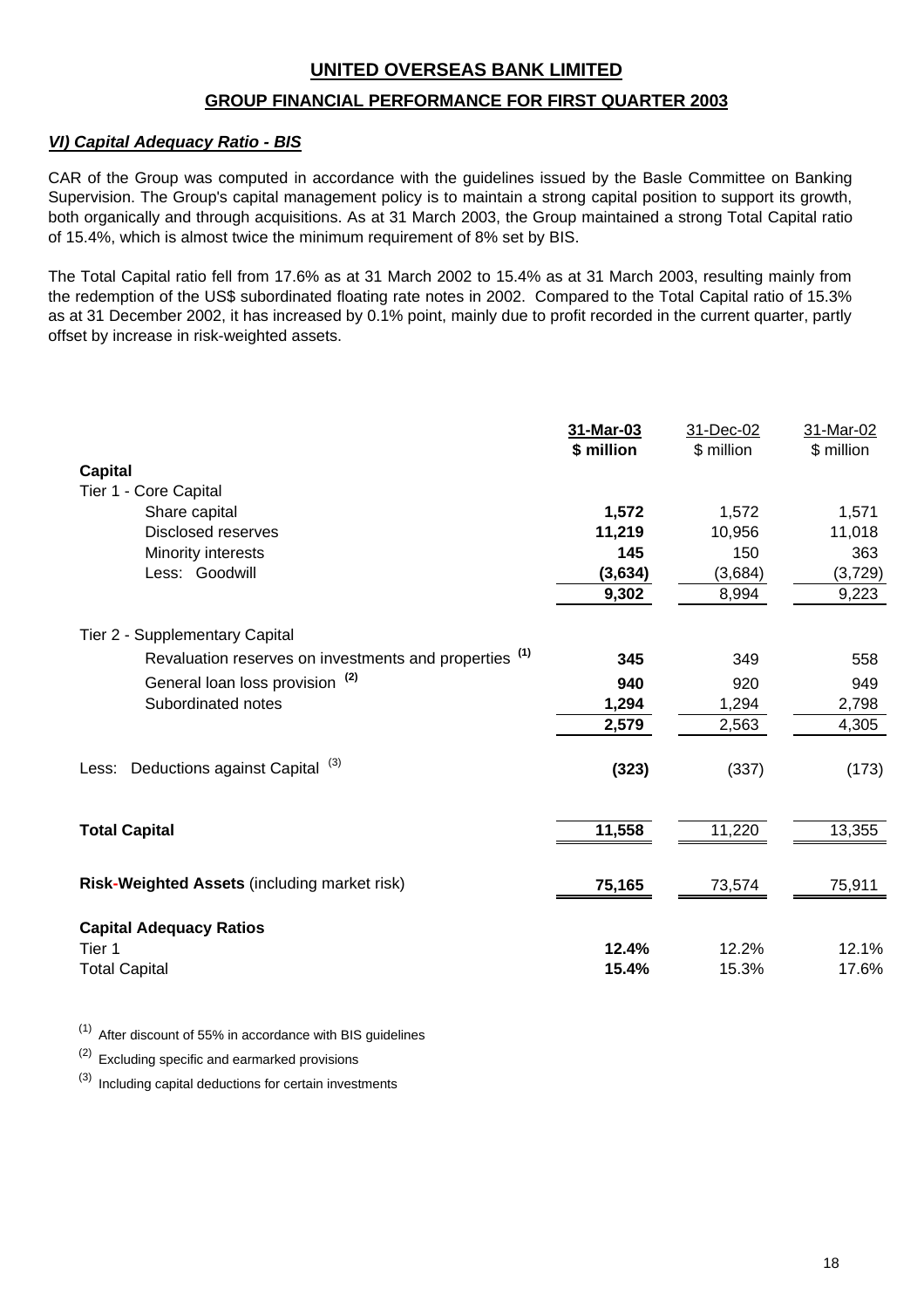# UNITED OVERSEAS BANK LIMITED

## GROUP FINANCIAL PERFORMANCE FOR FIRST QUARTER 2003

### *VI) Capital Adequacy Ratio - BIS*

CAR of the Group was computed in accordance with the guidelines issued by the Basle Committee on Banking Supervision. The Group's capital management policy is to maintain a strong capital position to support its growth, both organically and through acquisitions. As at 31 March 2003, the Group maintained a strong Total Capital ratio of 15.4%, which is almost twice the minimum requirement of 8% set by BIS.

The Total Capital ratio fell from 17.6% as at 31 March 2002 to 15.4% as at 31 March 2003, resulting mainly from the redemption of the US$ subordinated floating rate notes in 2002. Compared to the Total Capital ratio of 15.3% as at 31 December 2002, it has increased by 0.1% point, mainly due to profit recorded in the current quarter, partly offset by increase in risk-weighted assets.

| | **31-Mar-03** | 31-Dec-02 | 31-Mar-02 |
|---|---|---|---|
| | **$ million** | $ million | $ million |
| **Capital** | | | |
| Tier 1 - Core Capital | | | |
| Share capital | **1,572** | 1,572 | 1,571 |
| Disclosed reserves | **11,219** | 10,956 | 11,018 |
| Minority interests | **145** | 150 | 363 |
| Less: Goodwill | **(3,634)** | (3,684) | (3,729) |
| | **9,302** | 8,994 | 9,223 |
| Tier 2 - Supplementary Capital | | | |
| Revaluation reserves on investments and properties [(1)] | **345** | 349 | 558 |
| General loan loss provision [(2)] | **940** | 920 | 949 |
| Subordinated notes | **1,294** | 1,294 | 2,798 |
| | **2,579** | 2,563 | 4,305 |
| Less: Deductions against Capital [(3)] | **(323)** | (337) | (173) |
| **Total Capital** | **11,558** | 11,220 | 13,355 |
| **Risk-Weighted Assets** (including market risk) | **75,165** | 73,574 | 75,911 |
| **Capital Adequacy Ratios** | | | |
| Tier 1 | **12.4%** | 12.2% | 12.1% |
| Total Capital | **15.4%** | 15.3% | 17.6% |

[(1)] After discount of 55% in accordance with BIS guidelines

[(2)] Excluding specific and earmarked provisions

[(3)] Including capital deductions for certain investments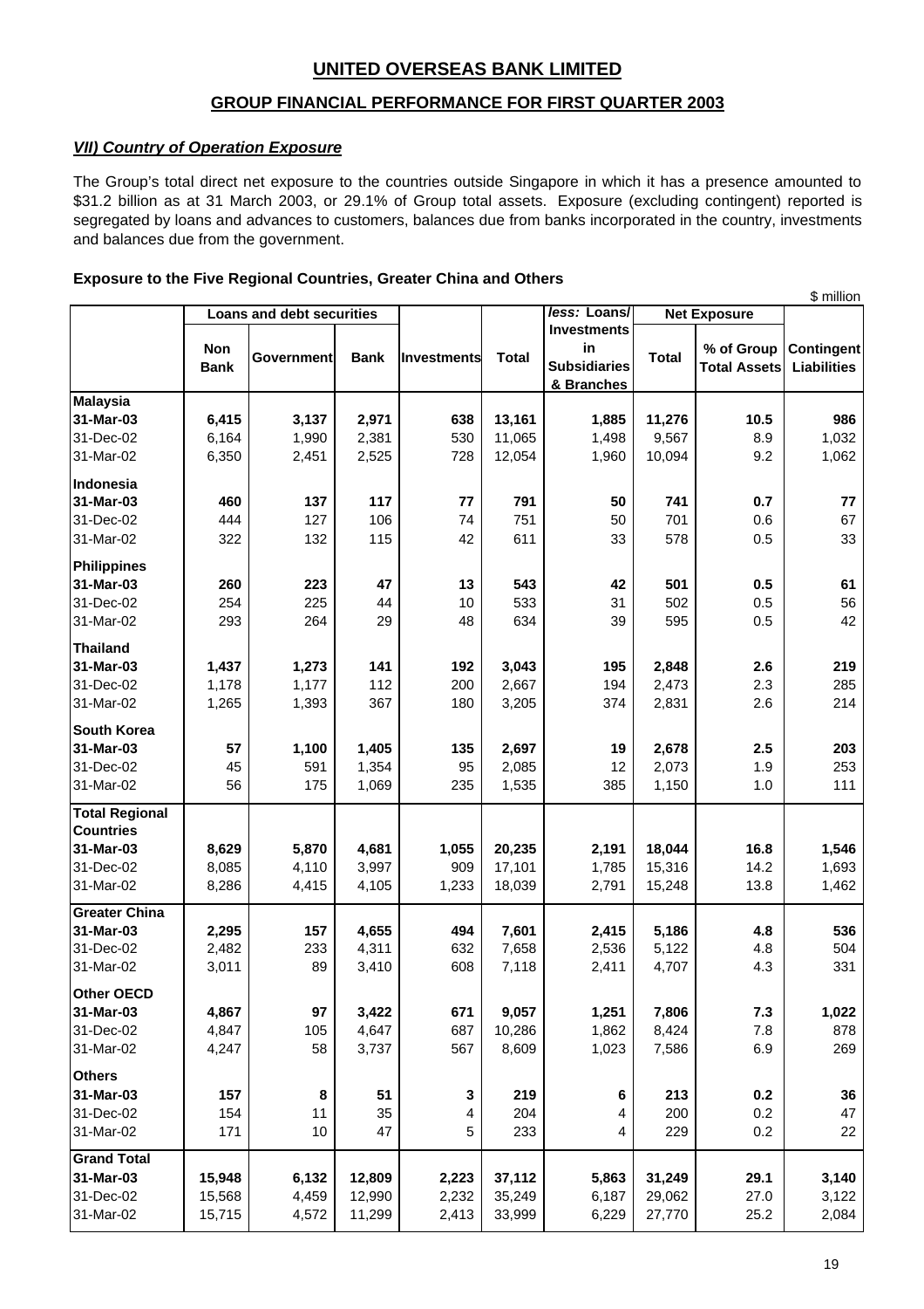# UNITED OVERSEAS BANK LIMITED

## GROUP FINANCIAL PERFORMANCE FOR FIRST QUARTER 2003

### *VII) Country of Operation Exposure*

The Group's total direct net exposure to the countries outside Singapore in which it has a presence amounted to $31.2 billion as at 31 March 2003, or 29.1% of Group total assets. Exposure (excluding contingent) reported is segregated by loans and advances to customers, balances due from banks incorporated in the country, investments and balances due from the government.

**Exposure to the Five Regional Countries, Greater China and Others**

$ million

| | Loans and debt securities | | | | | *less:* Loans/ Investments in Subsidiaries & Branches | Net Exposure | | |
|---|---|---|---|---|---|---|---|---|---|
| | Non Bank | Government | Bank | Investments | Total | | Total | % of Group Total Assets | Contingent Liabilities |
| **Malaysia** | | | | | | | | | |
| **31-Mar-03** | **6,415** | **3,137** | **2,971** | **638** | **13,161** | **1,885** | **11,276** | **10.5** | **986** |
| 31-Dec-02 | 6,164 | 1,990 | 2,381 | 530 | 11,065 | 1,498 | 9,567 | 8.9 | 1,032 |
| 31-Mar-02 | 6,350 | 2,451 | 2,525 | 728 | 12,054 | 1,960 | 10,094 | 9.2 | 1,062 |
| **Indonesia** | | | | | | | | | |
| **31-Mar-03** | **460** | **137** | **117** | **77** | **791** | **50** | **741** | **0.7** | **77** |
| 31-Dec-02 | 444 | 127 | 106 | 74 | 751 | 50 | 701 | 0.6 | 67 |
| 31-Mar-02 | 322 | 132 | 115 | 42 | 611 | 33 | 578 | 0.5 | 33 |
| **Philippines** | | | | | | | | | |
| **31-Mar-03** | **260** | **223** | **47** | **13** | **543** | **42** | **501** | **0.5** | **61** |
| 31-Dec-02 | 254 | 225 | 44 | 10 | 533 | 31 | 502 | 0.5 | 56 |
| 31-Mar-02 | 293 | 264 | 29 | 48 | 634 | 39 | 595 | 0.5 | 42 |
| **Thailand** | | | | | | | | | |
| **31-Mar-03** | **1,437** | **1,273** | **141** | **192** | **3,043** | **195** | **2,848** | **2.6** | **219** |
| 31-Dec-02 | 1,178 | 1,177 | 112 | 200 | 2,667 | 194 | 2,473 | 2.3 | 285 |
| 31-Mar-02 | 1,265 | 1,393 | 367 | 180 | 3,205 | 374 | 2,831 | 2.6 | 214 |
| **South Korea** | | | | | | | | | |
| **31-Mar-03** | **57** | **1,100** | **1,405** | **135** | **2,697** | **19** | **2,678** | **2.5** | **203** |
| 31-Dec-02 | 45 | 591 | 1,354 | 95 | 2,085 | 12 | 2,073 | 1.9 | 253 |
| 31-Mar-02 | 56 | 175 | 1,069 | 235 | 1,535 | 385 | 1,150 | 1.0 | 111 |
| **Total Regional Countries** | | | | | | | | | |
| **31-Mar-03** | **8,629** | **5,870** | **4,681** | **1,055** | **20,235** | **2,191** | **18,044** | **16.8** | **1,546** |
| 31-Dec-02 | 8,085 | 4,110 | 3,997 | 909 | 17,101 | 1,785 | 15,316 | 14.2 | 1,693 |
| 31-Mar-02 | 8,286 | 4,415 | 4,105 | 1,233 | 18,039 | 2,791 | 15,248 | 13.8 | 1,462 |
| **Greater China** | | | | | | | | | |
| **31-Mar-03** | **2,295** | **157** | **4,655** | **494** | **7,601** | **2,415** | **5,186** | **4.8** | **536** |
| 31-Dec-02 | 2,482 | 233 | 4,311 | 632 | 7,658 | 2,536 | 5,122 | 4.8 | 504 |
| 31-Mar-02 | 3,011 | 89 | 3,410 | 608 | 7,118 | 2,411 | 4,707 | 4.3 | 331 |
| **Other OECD** | | | | | | | | | |
| **31-Mar-03** | **4,867** | **97** | **3,422** | **671** | **9,057** | **1,251** | **7,806** | **7.3** | **1,022** |
| 31-Dec-02 | 4,847 | 105 | 4,647 | 687 | 10,286 | 1,862 | 8,424 | 7.8 | 878 |
| 31-Mar-02 | 4,247 | 58 | 3,737 | 567 | 8,609 | 1,023 | 7,586 | 6.9 | 269 |
| **Others** | | | | | | | | | |
| **31-Mar-03** | **157** | **8** | **51** | **3** | **219** | **6** | **213** | **0.2** | **36** |
| 31-Dec-02 | 154 | 11 | 35 | 4 | 204 | 4 | 200 | 0.2 | 47 |
| 31-Mar-02 | 171 | 10 | 47 | 5 | 233 | 4 | 229 | 0.2 | 22 |
| **Grand Total** | | | | | | | | | |
| **31-Mar-03** | **15,948** | **6,132** | **12,809** | **2,223** | **37,112** | **5,863** | **31,249** | **29.1** | **3,140** |
| 31-Dec-02 | 15,568 | 4,459 | 12,990 | 2,232 | 35,249 | 6,187 | 29,062 | 27.0 | 3,122 |
| 31-Mar-02 | 15,715 | 4,572 | 11,299 | 2,413 | 33,999 | 6,229 | 27,770 | 25.2 | 2,084 |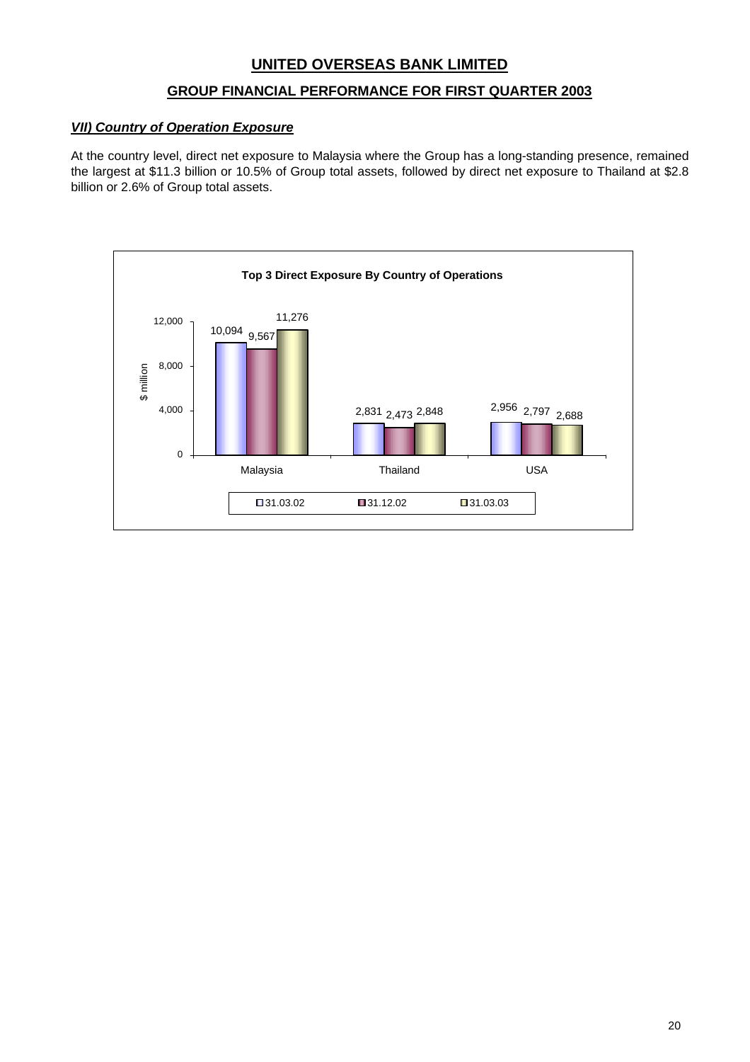# UNITED OVERSEAS BANK LIMITED

## GROUP FINANCIAL PERFORMANCE FOR FIRST QUARTER 2003

### *VII) Country of Operation Exposure*

At the country level, direct net exposure to Malaysia where the Group has a long-standing presence, remained the largest at $11.3 billion or 10.5% of Group total assets, followed by direct net exposure to Thailand at $2.8 billion or 2.6% of Group total assets.

**Top 3 Direct Exposure By Country of Operations**

| $ million | 31.03.02 | 31.12.02 | 31.03.03 |
|---|---|---|---|
| Malaysia | 10,094 | 9,567 | 11,276 |
| Thailand | 2,831 | 2,473 | 2,848 |
| USA | 2,956 | 2,797 | 2,688 |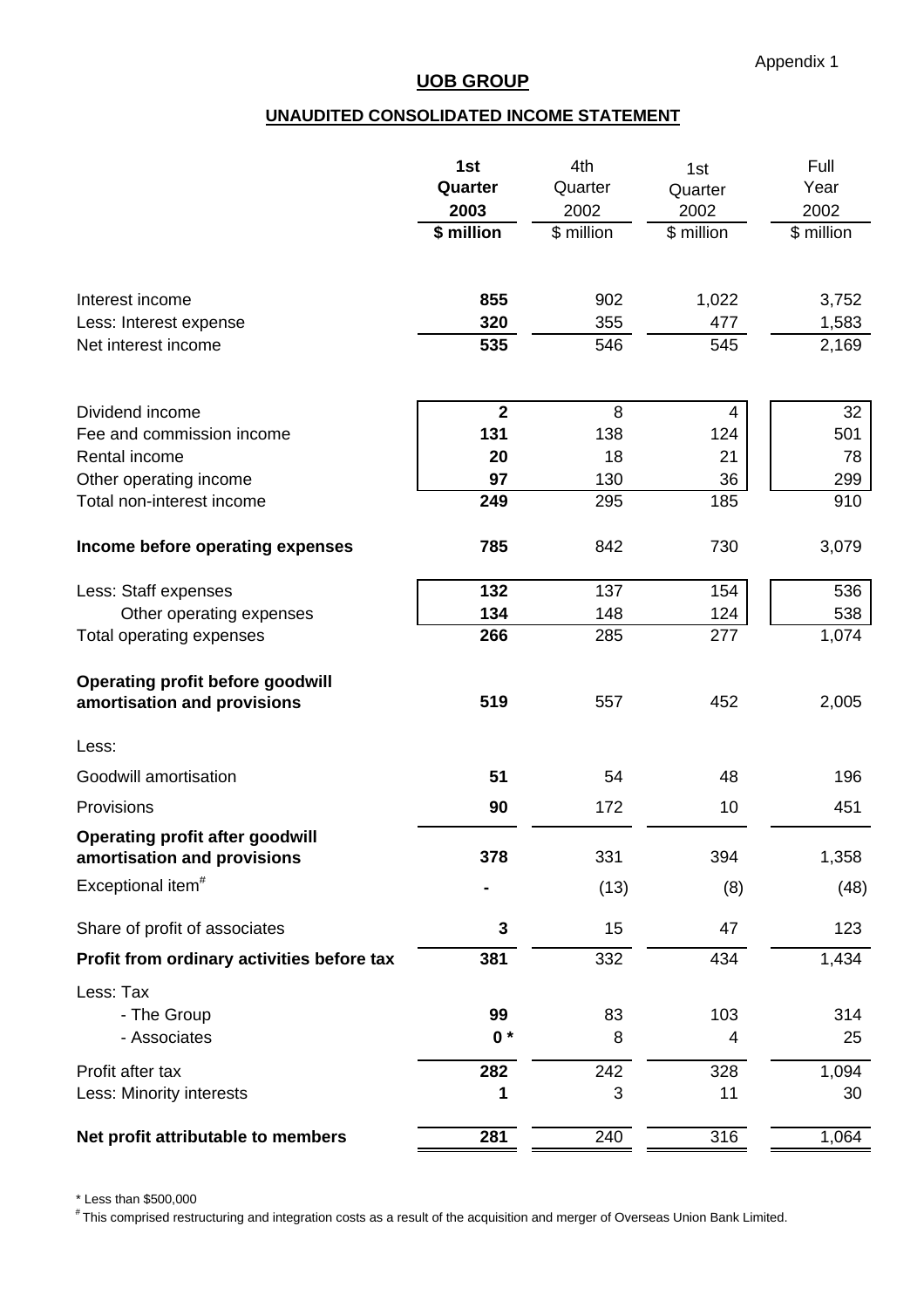Appendix 1

# UOB GROUP

## UNAUDITED CONSOLIDATED INCOME STATEMENT

| | **1st Quarter 2003** | 4th Quarter 2002 | 1st Quarter 2002 | Full Year 2002 |
|---|---|---|---|---|
| | **$ million** | $ million | $ million | $ million |
| Interest income | **855** | 902 | 1,022 | 3,752 |
| Less: Interest expense | **320** | 355 | 477 | 1,583 |
| Net interest income | **535** | 546 | 545 | 2,169 |
| Dividend income | **2** | 8 | 4 | 32 |
| Fee and commission income | **131** | 138 | 124 | 501 |
| Rental income | **20** | 18 | 21 | 78 |
| Other operating income | **97** | 130 | 36 | 299 |
| Total non-interest income | **249** | 295 | 185 | 910 |
| **Income before operating expenses** | **785** | 842 | 730 | 3,079 |
| Less: Staff expenses | **132** | 137 | 154 | 536 |
| Other operating expenses | **134** | 148 | 124 | 538 |
| Total operating expenses | **266** | 285 | 277 | 1,074 |
| **Operating profit before goodwill amortisation and provisions** | **519** | 557 | 452 | 2,005 |
| Less: | | | | |
| Goodwill amortisation | **51** | 54 | 48 | 196 |
| Provisions | **90** | 172 | 10 | 451 |
| **Operating profit after goodwill amortisation and provisions** | **378** | 331 | 394 | 1,358 |
| Exceptional item# | **-** | (13) | (8) | (48) |
| Share of profit of associates | **3** | 15 | 47 | 123 |
| **Profit from ordinary activities before tax** | **381** | 332 | 434 | 1,434 |
| Less: Tax | | | | |
| - The Group | **99** | 83 | 103 | 314 |
| - Associates | **0 *** | 8 | 4 | 25 |
| Profit after tax | **282** | 242 | 328 | 1,094 |
| Less: Minority interests | **1** | 3 | 11 | 30 |
| **Net profit attributable to members** | **281** | 240 | 316 | 1,064 |

* Less than $500,000

# This comprised restructuring and integration costs as a result of the acquisition and merger of Overseas Union Bank Limited.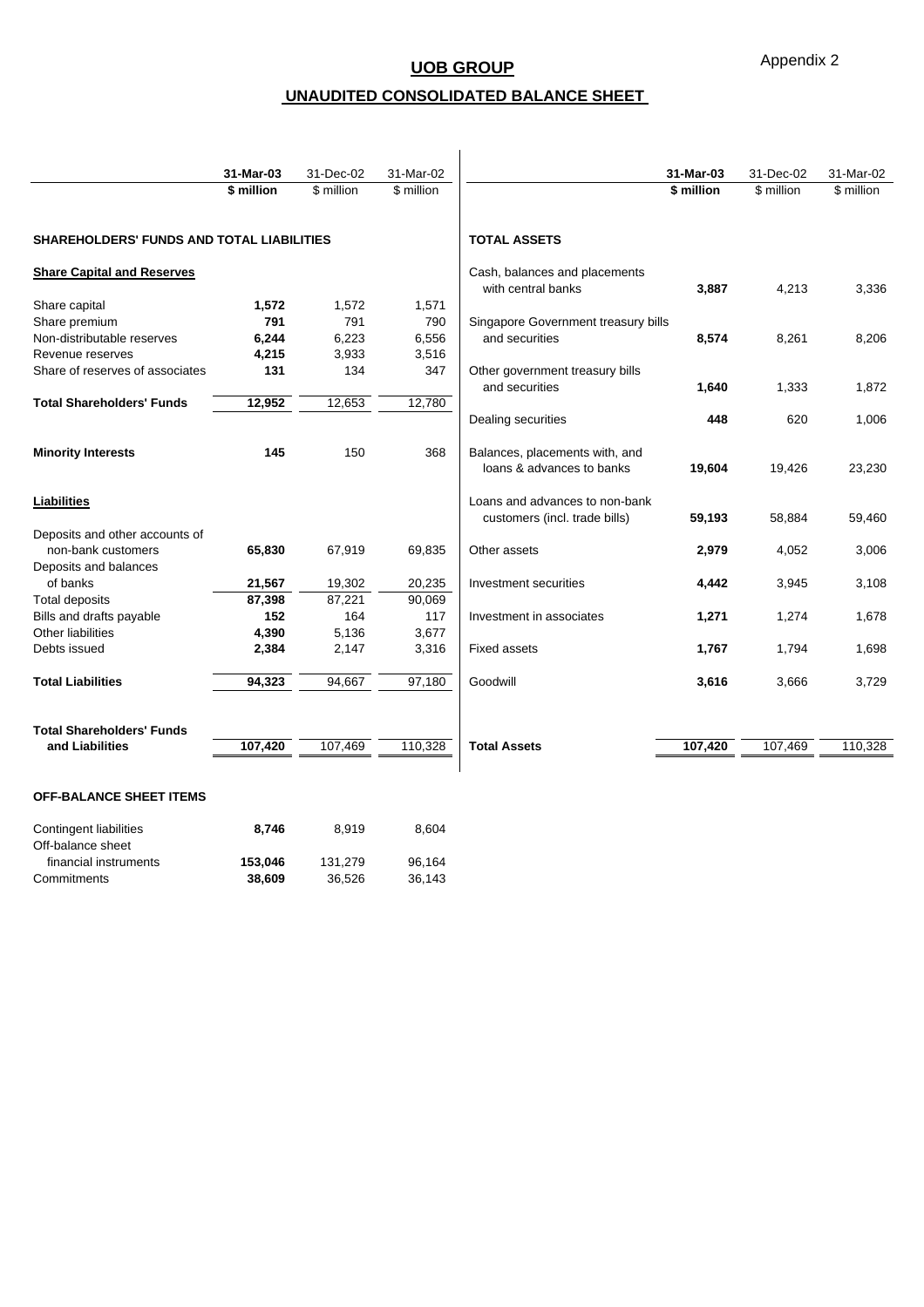Appendix 2

# UOB GROUP

## UNAUDITED CONSOLIDATED BALANCE SHEET

| | 31-Mar-03 | 31-Dec-02 | 31-Mar-02 |
|---|---|---|---|
| | $ million | $ million | $ million |
| **SHAREHOLDERS' FUNDS AND TOTAL LIABILITIES** | | | |
| **Share Capital and Reserves** | | | |
| Share capital | **1,572** | 1,572 | 1,571 |
| Share premium | **791** | 791 | 790 |
| Non-distributable reserves | **6,244** | 6,223 | 6,556 |
| Revenue reserves | **4,215** | 3,933 | 3,516 |
| Share of reserves of associates | **131** | 134 | 347 |
| **Total Shareholders' Funds** | **12,952** | 12,653 | 12,780 |
| **Minority Interests** | **145** | 150 | 368 |
| **Liabilities** | | | |
| Deposits and other accounts of non-bank customers | **65,830** | 67,919 | 69,835 |
| Deposits and balances of banks | **21,567** | 19,302 | 20,235 |
| Total deposits | **87,398** | 87,221 | 90,069 |
| Bills and drafts payable | **152** | 164 | 117 |
| Other liabilities | **4,390** | 5,136 | 3,677 |
| Debts issued | **2,384** | 2,147 | 3,316 |
| **Total Liabilities** | **94,323** | 94,667 | 97,180 |
| **Total Shareholders' Funds and Liabilities** | **107,420** | 107,469 | 110,328 |

| | 31-Mar-03 | 31-Dec-02 | 31-Mar-02 |
|---|---|---|---|
| | $ million | $ million | $ million |
| **TOTAL ASSETS** | | | |
| Cash, balances and placements with central banks | **3,887** | 4,213 | 3,336 |
| Singapore Government treasury bills and securities | **8,574** | 8,261 | 8,206 |
| Other government treasury bills and securities | **1,640** | 1,333 | 1,872 |
| Dealing securities | **448** | 620 | 1,006 |
| Balances, placements with, and loans & advances to banks | **19,604** | 19,426 | 23,230 |
| Loans and advances to non-bank customers (incl. trade bills) | **59,193** | 58,884 | 59,460 |
| Other assets | **2,979** | 4,052 | 3,006 |
| Investment securities | **4,442** | 3,945 | 3,108 |
| Investment in associates | **1,271** | 1,274 | 1,678 |
| Fixed assets | **1,767** | 1,794 | 1,698 |
| Goodwill | **3,616** | 3,666 | 3,729 |
| **Total Assets** | **107,420** | 107,469 | 110,328 |

**OFF-BALANCE SHEET ITEMS**

| | 31-Mar-03 | 31-Dec-02 | 31-Mar-02 |
|---|---|---|---|
| Contingent liabilities | **8,746** | 8,919 | 8,604 |
| Off-balance sheet financial instruments | **153,046** | 131,279 | 96,164 |
| Commitments | **38,609** | 36,526 | 36,143 |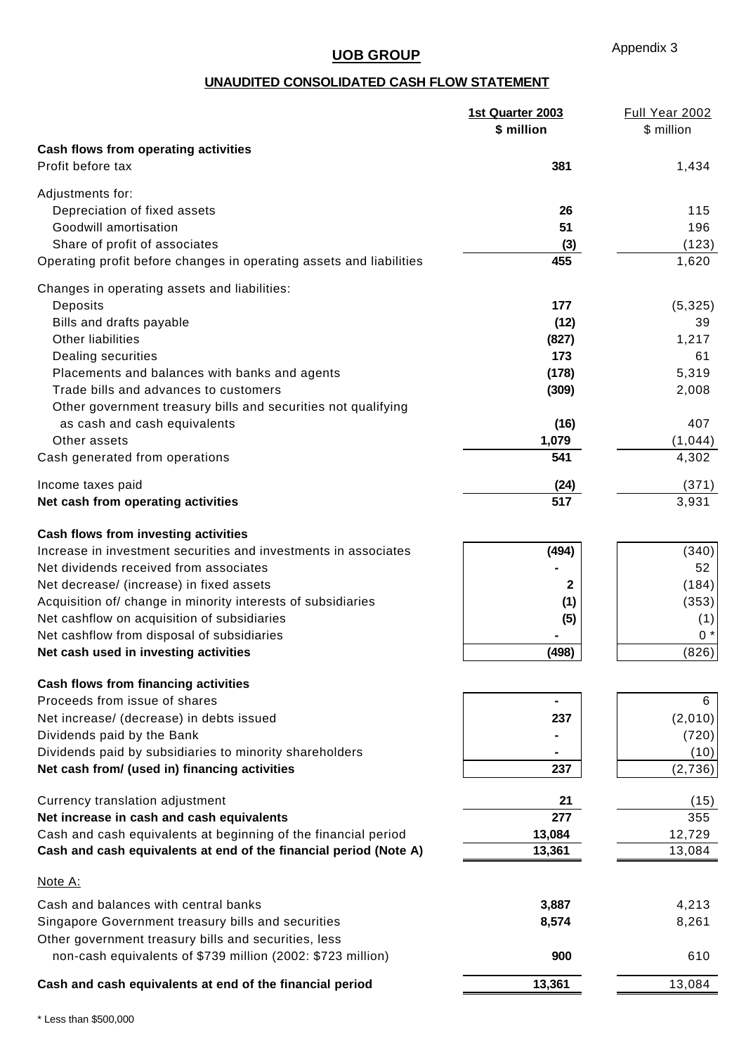Appendix 3

# UOB GROUP

## UNAUDITED CONSOLIDATED CASH FLOW STATEMENT

| | 1st Quarter 2003<br>$ million | Full Year 2002<br>$ million |
|---|---|---|
| **Cash flows from operating activities** | | |
| Profit before tax | **381** | 1,434 |
| Adjustments for: | | |
| Depreciation of fixed assets | **26** | 115 |
| Goodwill amortisation | **51** | 196 |
| Share of profit of associates | **(3)** | (123) |
| Operating profit before changes in operating assets and liabilities | **455** | 1,620 |
| Changes in operating assets and liabilities: | | |
| Deposits | **177** | (5,325) |
| Bills and drafts payable | **(12)** | 39 |
| Other liabilities | **(827)** | 1,217 |
| Dealing securities | **173** | 61 |
| Placements and balances with banks and agents | **(178)** | 5,319 |
| Trade bills and advances to customers | **(309)** | 2,008 |
| Other government treasury bills and securities not qualifying as cash and cash equivalents | **(16)** | 407 |
| Other assets | **1,079** | (1,044) |
| Cash generated from operations | **541** | 4,302 |
| Income taxes paid | **(24)** | (371) |
| **Net cash from operating activities** | **517** | 3,931 |
| **Cash flows from investing activities** | | |
| Increase in investment securities and investments in associates | **(494)** | (340) |
| Net dividends received from associates | **-** | 52 |
| Net decrease/ (increase) in fixed assets | **2** | (184) |
| Acquisition of/ change in minority interests of subsidiaries | **(1)** | (353) |
| Net cashflow on acquisition of subsidiaries | **(5)** | (1) |
| Net cashflow from disposal of subsidiaries | **-** | 0 * |
| **Net cash used in investing activities** | **(498)** | (826) |
| **Cash flows from financing activities** | | |
| Proceeds from issue of shares | **-** | 6 |
| Net increase/ (decrease) in debts issued | **237** | (2,010) |
| Dividends paid by the Bank | **-** | (720) |
| Dividends paid by subsidiaries to minority shareholders | **-** | (10) |
| **Net cash from/ (used in) financing activities** | **237** | (2,736) |
| Currency translation adjustment | **21** | (15) |
| **Net increase in cash and cash equivalents** | **277** | 355 |
| Cash and cash equivalents at beginning of the financial period | **13,084** | 12,729 |
| **Cash and cash equivalents at end of the financial period (Note A)** | **13,361** | 13,084 |

Note A:

| | | |
|---|---|---|
| Cash and balances with central banks | **3,887** | 4,213 |
| Singapore Government treasury bills and securities | **8,574** | 8,261 |
| Other government treasury bills and securities, less non-cash equivalents of $739 million (2002: $723 million) | **900** | 610 |
| **Cash and cash equivalents at end of the financial period** | **13,361** | 13,084 |

\* Less than $500,000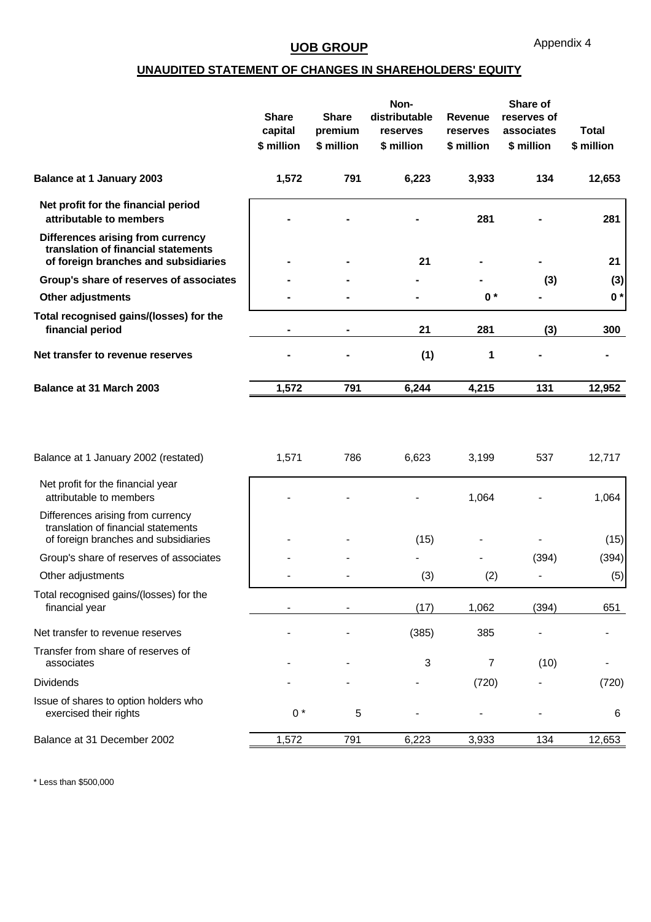Appendix 4

# UOB GROUP

## UNAUDITED STATEMENT OF CHANGES IN SHAREHOLDERS' EQUITY

| | Share capital $ million | Share premium $ million | Non-distributable reserves $ million | Revenue reserves $ million | Share of reserves of associates $ million | Total $ million |
|---|---|---|---|---|---|---|
| **Balance at 1 January 2003** | **1,572** | **791** | **6,223** | **3,933** | **134** | **12,653** |
| **Net profit for the financial period attributable to members** | **-** | **-** | **-** | **281** | **-** | **281** |
| **Differences arising from currency translation of financial statements of foreign branches and subsidiaries** | **-** | **-** | **21** | **-** | **-** | **21** |
| **Group's share of reserves of associates** | **-** | **-** | **-** | **-** | **(3)** | **(3)** |
| **Other adjustments** | **-** | **-** | **-** | **0 \*** | **-** | **0 \*** |
| **Total recognised gains/(losses) for the financial period** | **-** | **-** | **21** | **281** | **(3)** | **300** |
| **Net transfer to revenue reserves** | **-** | **-** | **(1)** | **1** | **-** | **-** |
| **Balance at 31 March 2003** | **1,572** | **791** | **6,244** | **4,215** | **131** | **12,952** |
| | | | | | | |
| Balance at 1 January 2002 (restated) | 1,571 | 786 | 6,623 | 3,199 | 537 | 12,717 |
| Net profit for the financial year attributable to members | - | - | - | 1,064 | - | 1,064 |
| Differences arising from currency translation of financial statements of foreign branches and subsidiaries | - | - | (15) | - | - | (15) |
| Group's share of reserves of associates | - | - | - | - | (394) | (394) |
| Other adjustments | - | - | (3) | (2) | - | (5) |
| Total recognised gains/(losses) for the financial year | - | - | (17) | 1,062 | (394) | 651 |
| Net transfer to revenue reserves | - | - | (385) | 385 | - | - |
| Transfer from share of reserves of associates | - | - | 3 | 7 | (10) | - |
| Dividends | - | - | - | (720) | - | (720) |
| Issue of shares to option holders who exercised their rights | 0 * | 5 | - | - | - | 6 |
| Balance at 31 December 2002 | 1,572 | 791 | 6,223 | 3,933 | 134 | 12,653 |

\* Less than $500,000